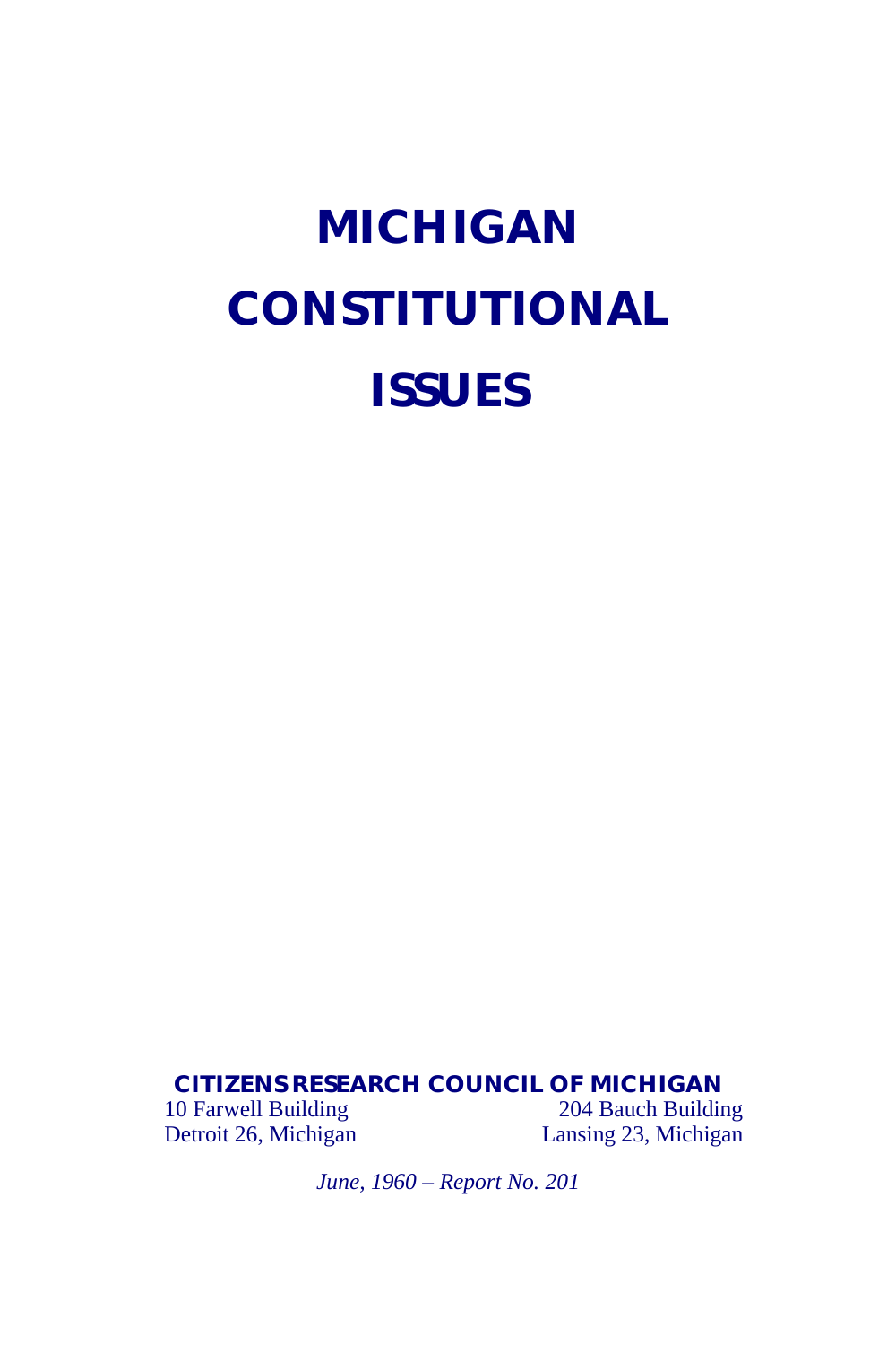# MICHIGAN CONSTITUTIONAL ISSUES

**CITIZENS RESEARCH COUNCIL OF MICHIGAN**

10 Farwell Building
Detroit 26, Michigan

204 Bauch Building
Lansing 23, Michigan

*June, 1960 – Report No. 201*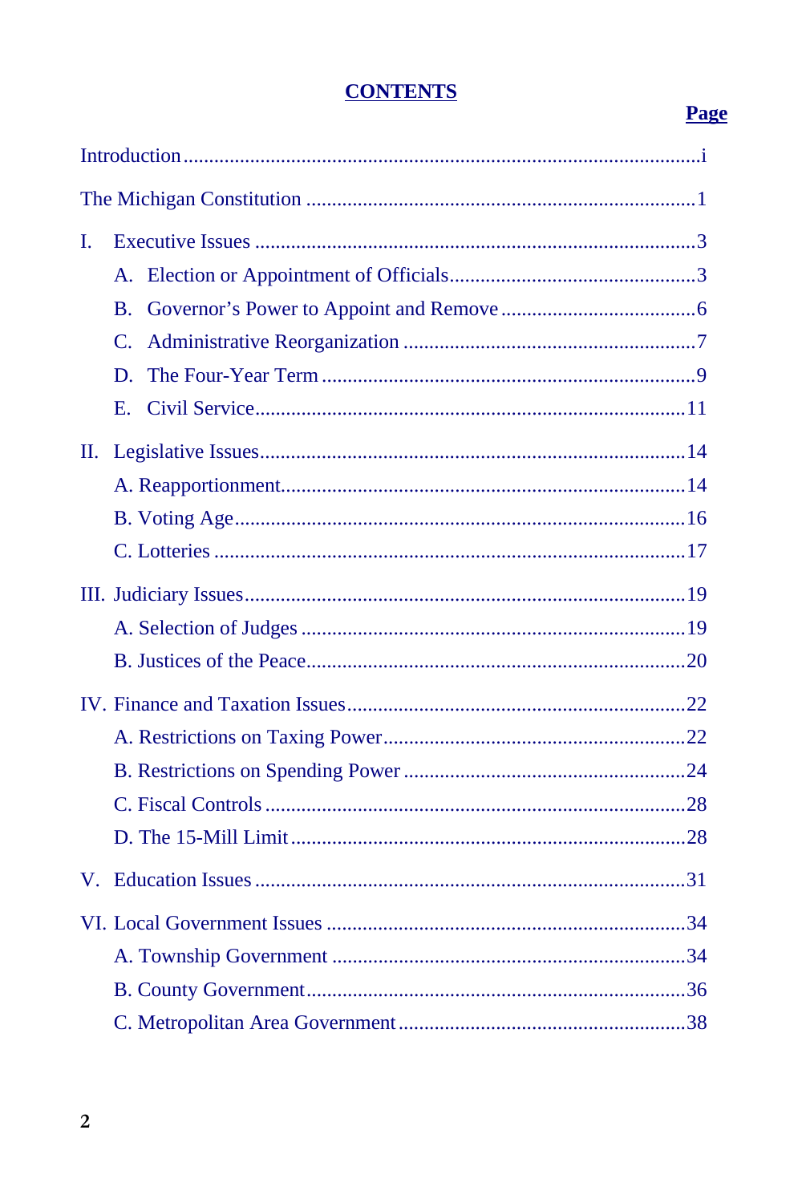# CONTENTS

**Page**

Introduction .......... i

The Michigan Constitution .......... 1

I. Executive Issues .......... 3
   - A. Election or Appointment of Officials .......... 3
   - B. Governor's Power to Appoint and Remove .......... 6
   - C. Administrative Reorganization .......... 7
   - D. The Four-Year Term .......... 9
   - E. Civil Service .......... 11

II. Legislative Issues .......... 14
   - A. Reapportionment .......... 14
   - B. Voting Age .......... 16
   - C. Lotteries .......... 17

III. Judiciary Issues .......... 19
   - A. Selection of Judges .......... 19
   - B. Justices of the Peace .......... 20

IV. Finance and Taxation Issues .......... 22
   - A. Restrictions on Taxing Power .......... 22
   - B. Restrictions on Spending Power .......... 24
   - C. Fiscal Controls .......... 28
   - D. The 15-Mill Limit .......... 28

V. Education Issues .......... 31

VI. Local Government Issues .......... 34
   - A. Township Government .......... 34
   - B. County Government .......... 36
   - C. Metropolitan Area Government .......... 38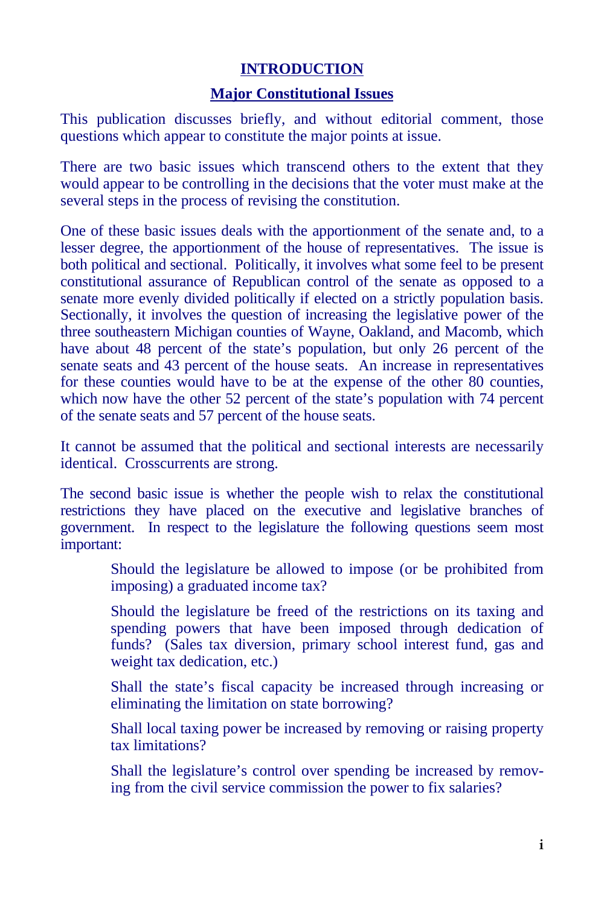# INTRODUCTION

## Major Constitutional Issues

This publication discusses briefly, and without editorial comment, those questions which appear to constitute the major points at issue.

There are two basic issues which transcend others to the extent that they would appear to be controlling in the decisions that the voter must make at the several steps in the process of revising the constitution.

One of these basic issues deals with the apportionment of the senate and, to a lesser degree, the apportionment of the house of representatives. The issue is both political and sectional. Politically, it involves what some feel to be present constitutional assurance of Republican control of the senate as opposed to a senate more evenly divided politically if elected on a strictly population basis. Sectionally, it involves the question of increasing the legislative power of the three southeastern Michigan counties of Wayne, Oakland, and Macomb, which have about 48 percent of the state's population, but only 26 percent of the senate seats and 43 percent of the house seats. An increase in representatives for these counties would have to be at the expense of the other 80 counties, which now have the other 52 percent of the state's population with 74 percent of the senate seats and 57 percent of the house seats.

It cannot be assumed that the political and sectional interests are necessarily identical. Crosscurrents are strong.

The second basic issue is whether the people wish to relax the constitutional restrictions they have placed on the executive and legislative branches of government. In respect to the legislature the following questions seem most important:

> Should the legislature be allowed to impose (or be prohibited from imposing) a graduated income tax?
>
> Should the legislature be freed of the restrictions on its taxing and spending powers that have been imposed through dedication of funds? (Sales tax diversion, primary school interest fund, gas and weight tax dedication, etc.)
>
> Shall the state's fiscal capacity be increased through increasing or eliminating the limitation on state borrowing?
>
> Shall local taxing power be increased by removing or raising property tax limitations?
>
> Shall the legislature's control over spending be increased by removing from the civil service commission the power to fix salaries?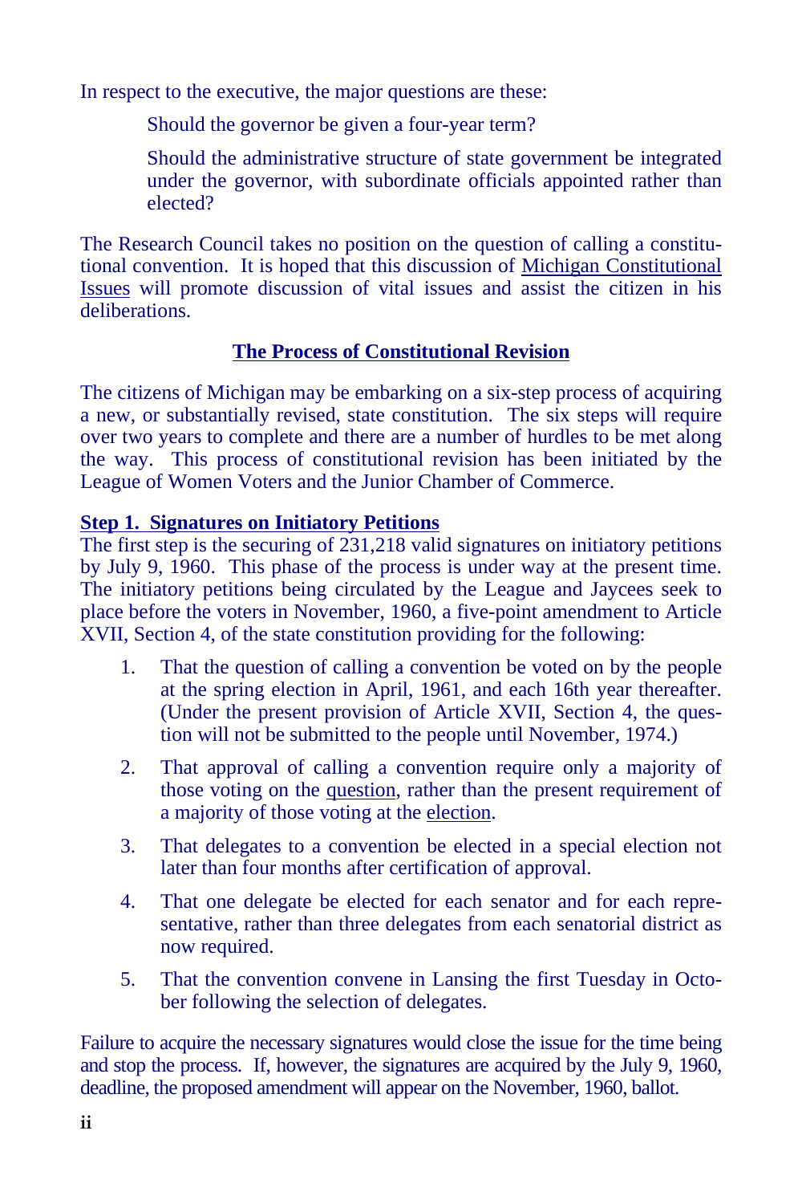In respect to the executive, the major questions are these:

> Should the governor be given a four-year term?
>
> Should the administrative structure of state government be integrated under the governor, with subordinate officials appointed rather than elected?

The Research Council takes no position on the question of calling a constitutional convention. It is hoped that this discussion of Michigan Constitutional Issues will promote discussion of vital issues and assist the citizen in his deliberations.

## The Process of Constitutional Revision

The citizens of Michigan may be embarking on a six-step process of acquiring a new, or substantially revised, state constitution. The six steps will require over two years to complete and there are a number of hurdles to be met along the way. This process of constitutional revision has been initiated by the League of Women Voters and the Junior Chamber of Commerce.

### Step 1. Signatures on Initiatory Petitions

The first step is the securing of 231,218 valid signatures on initiatory petitions by July 9, 1960. This phase of the process is under way at the present time. The initiatory petitions being circulated by the League and Jaycees seek to place before the voters in November, 1960, a five-point amendment to Article XVII, Section 4, of the state constitution providing for the following:

1. That the question of calling a convention be voted on by the people at the spring election in April, 1961, and each 16th year thereafter. (Under the present provision of Article XVII, Section 4, the question will not be submitted to the people until November, 1974.)
2. That approval of calling a convention require only a majority of those voting on the question, rather than the present requirement of a majority of those voting at the election.
3. That delegates to a convention be elected in a special election not later than four months after certification of approval.
4. That one delegate be elected for each senator and for each representative, rather than three delegates from each senatorial district as now required.
5. That the convention convene in Lansing the first Tuesday in October following the selection of delegates.

Failure to acquire the necessary signatures would close the issue for the time being and stop the process. If, however, the signatures are acquired by the July 9, 1960, deadline, the proposed amendment will appear on the November, 1960, ballot.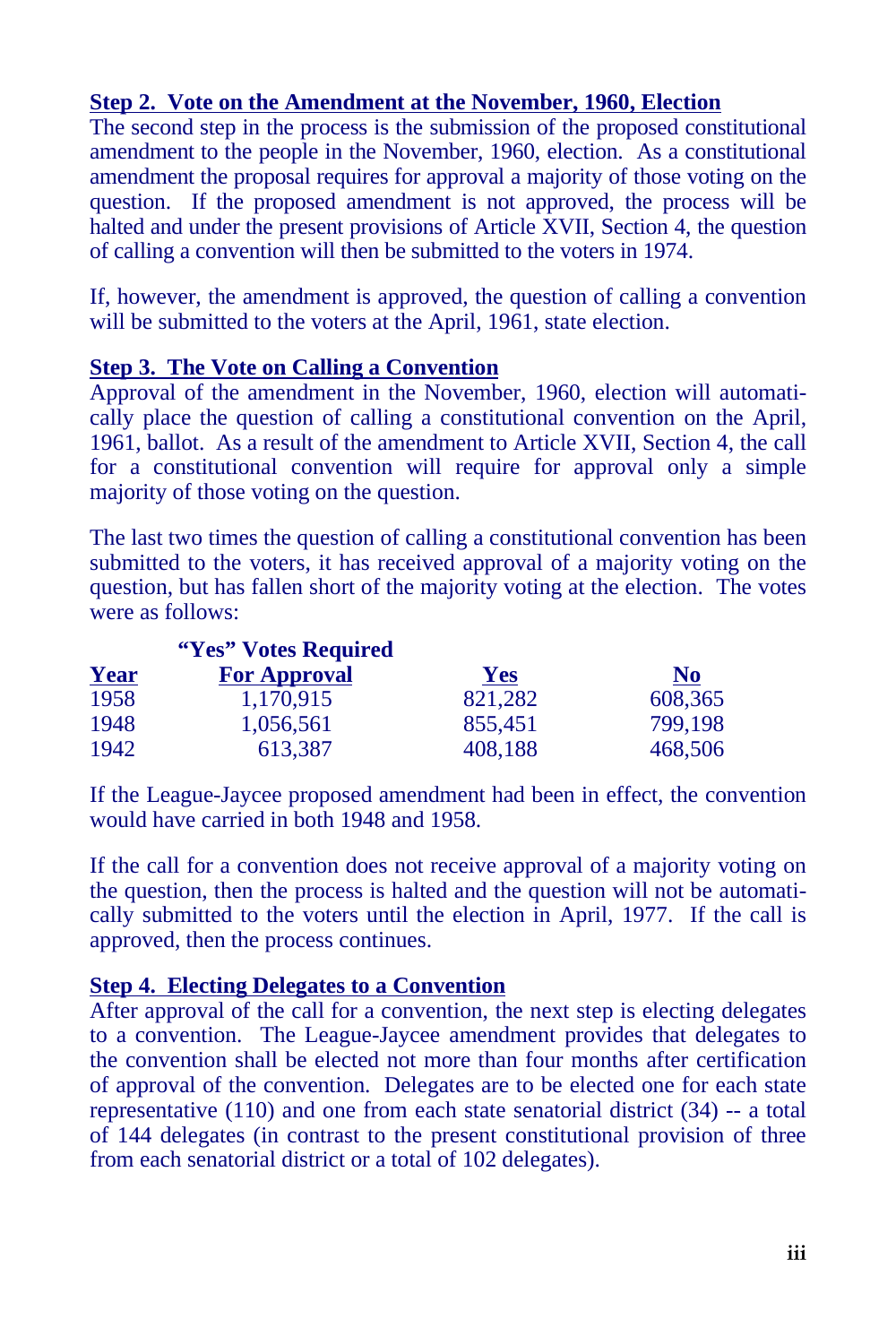**Step 2. Vote on the Amendment at the November, 1960, Election**

The second step in the process is the submission of the proposed constitutional amendment to the people in the November, 1960, election. As a constitutional amendment the proposal requires for approval a majority of those voting on the question. If the proposed amendment is not approved, the process will be halted and under the present provisions of Article XVII, Section 4, the question of calling a convention will then be submitted to the voters in 1974.

If, however, the amendment is approved, the question of calling a convention will be submitted to the voters at the April, 1961, state election.

**Step 3. The Vote on Calling a Convention**

Approval of the amendment in the November, 1960, election will automatically place the question of calling a constitutional convention on the April, 1961, ballot. As a result of the amendment to Article XVII, Section 4, the call for a constitutional convention will require for approval only a simple majority of those voting on the question.

The last two times the question of calling a constitutional convention has been submitted to the voters, it has received approval of a majority voting on the question, but has fallen short of the majority voting at the election. The votes were as follows:

| Year | "Yes" Votes Required For Approval | Yes | No |
|---|---|---|---|
| 1958 | 1,170,915 | 821,282 | 608,365 |
| 1948 | 1,056,561 | 855,451 | 799,198 |
| 1942 | 613,387 | 408,188 | 468,506 |

If the League-Jaycee proposed amendment had been in effect, the convention would have carried in both 1948 and 1958.

If the call for a convention does not receive approval of a majority voting on the question, then the process is halted and the question will not be automatically submitted to the voters until the election in April, 1977. If the call is approved, then the process continues.

**Step 4. Electing Delegates to a Convention**

After approval of the call for a convention, the next step is electing delegates to a convention. The League-Jaycee amendment provides that delegates to the convention shall be elected not more than four months after certification of approval of the convention. Delegates are to be elected one for each state representative (110) and one from each state senatorial district (34) -- a total of 144 delegates (in contrast to the present constitutional provision of three from each senatorial district or a total of 102 delegates).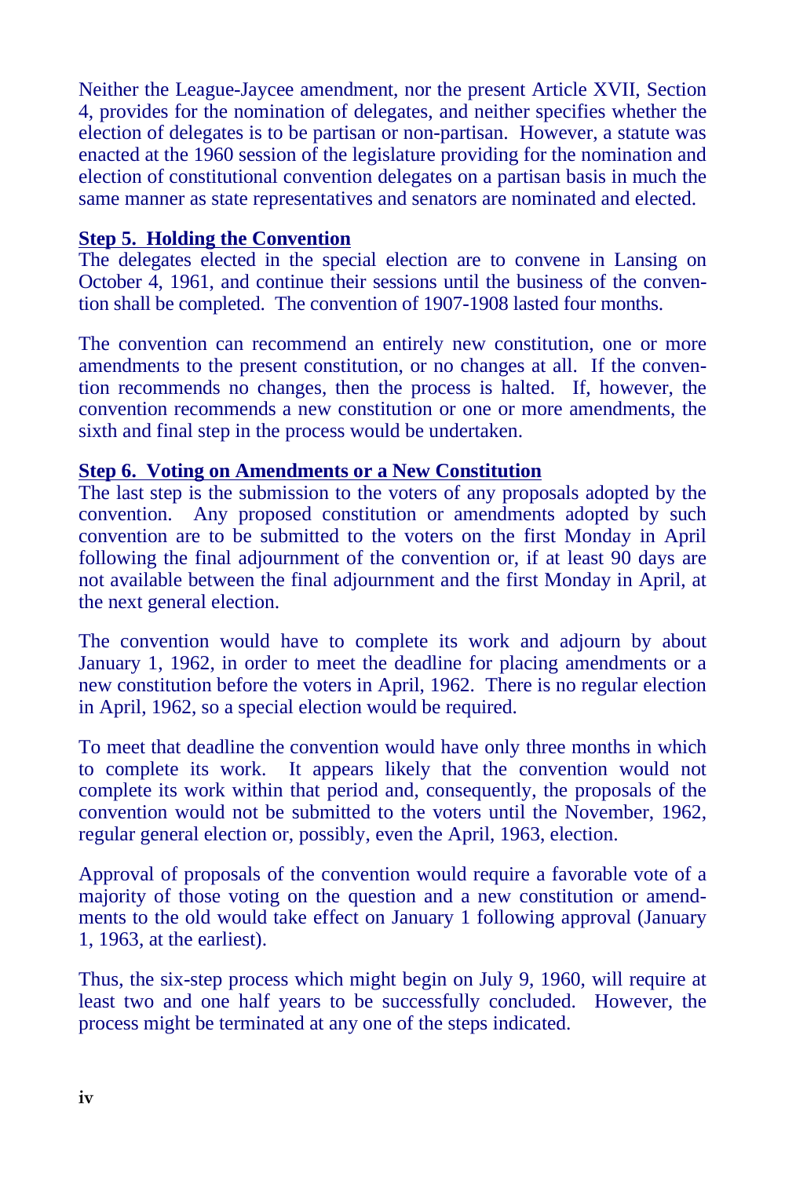Neither the League-Jaycee amendment, nor the present Article XVII, Section 4, provides for the nomination of delegates, and neither specifies whether the election of delegates is to be partisan or non-partisan. However, a statute was enacted at the 1960 session of the legislature providing for the nomination and election of constitutional convention delegates on a partisan basis in much the same manner as state representatives and senators are nominated and elected.

**Step 5. Holding the Convention**

The delegates elected in the special election are to convene in Lansing on October 4, 1961, and continue their sessions until the business of the convention shall be completed. The convention of 1907-1908 lasted four months.

The convention can recommend an entirely new constitution, one or more amendments to the present constitution, or no changes at all. If the convention recommends no changes, then the process is halted. If, however, the convention recommends a new constitution or one or more amendments, the sixth and final step in the process would be undertaken.

**Step 6. Voting on Amendments or a New Constitution**

The last step is the submission to the voters of any proposals adopted by the convention. Any proposed constitution or amendments adopted by such convention are to be submitted to the voters on the first Monday in April following the final adjournment of the convention or, if at least 90 days are not available between the final adjournment and the first Monday in April, at the next general election.

The convention would have to complete its work and adjourn by about January 1, 1962, in order to meet the deadline for placing amendments or a new constitution before the voters in April, 1962. There is no regular election in April, 1962, so a special election would be required.

To meet that deadline the convention would have only three months in which to complete its work. It appears likely that the convention would not complete its work within that period and, consequently, the proposals of the convention would not be submitted to the voters until the November, 1962, regular general election or, possibly, even the April, 1963, election.

Approval of proposals of the convention would require a favorable vote of a majority of those voting on the question and a new constitution or amendments to the old would take effect on January 1 following approval (January 1, 1963, at the earliest).

Thus, the six-step process which might begin on July 9, 1960, will require at least two and one half years to be successfully concluded. However, the process might be terminated at any one of the steps indicated.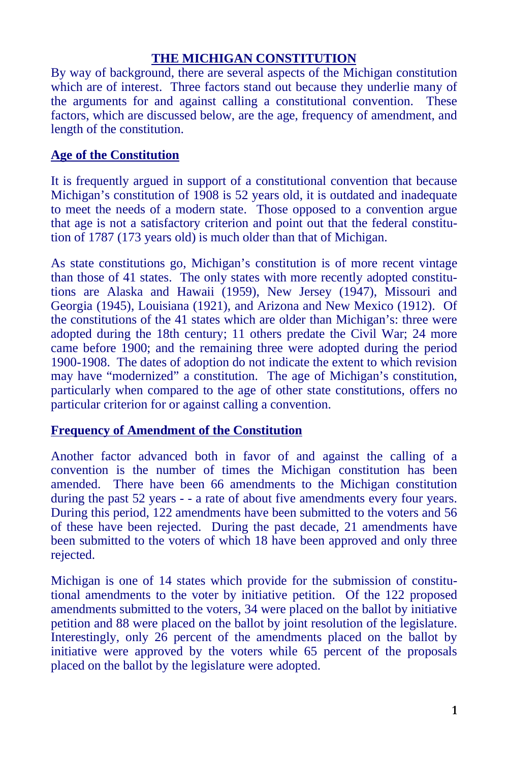## THE MICHIGAN CONSTITUTION

By way of background, there are several aspects of the Michigan constitution which are of interest. Three factors stand out because they underlie many of the arguments for and against calling a constitutional convention. These factors, which are discussed below, are the age, frequency of amendment, and length of the constitution.

### Age of the Constitution

It is frequently argued in support of a constitutional convention that because Michigan's constitution of 1908 is 52 years old, it is outdated and inadequate to meet the needs of a modern state. Those opposed to a convention argue that age is not a satisfactory criterion and point out that the federal constitution of 1787 (173 years old) is much older than that of Michigan.

As state constitutions go, Michigan's constitution is of more recent vintage than those of 41 states. The only states with more recently adopted constitutions are Alaska and Hawaii (1959), New Jersey (1947), Missouri and Georgia (1945), Louisiana (1921), and Arizona and New Mexico (1912). Of the constitutions of the 41 states which are older than Michigan's: three were adopted during the 18th century; 11 others predate the Civil War; 24 more came before 1900; and the remaining three were adopted during the period 1900-1908. The dates of adoption do not indicate the extent to which revision may have "modernized" a constitution. The age of Michigan's constitution, particularly when compared to the age of other state constitutions, offers no particular criterion for or against calling a convention.

### Frequency of Amendment of the Constitution

Another factor advanced both in favor of and against the calling of a convention is the number of times the Michigan constitution has been amended. There have been 66 amendments to the Michigan constitution during the past 52 years - - a rate of about five amendments every four years. During this period, 122 amendments have been submitted to the voters and 56 of these have been rejected. During the past decade, 21 amendments have been submitted to the voters of which 18 have been approved and only three rejected.

Michigan is one of 14 states which provide for the submission of constitutional amendments to the voter by initiative petition. Of the 122 proposed amendments submitted to the voters, 34 were placed on the ballot by initiative petition and 88 were placed on the ballot by joint resolution of the legislature. Interestingly, only 26 percent of the amendments placed on the ballot by initiative were approved by the voters while 65 percent of the proposals placed on the ballot by the legislature were adopted.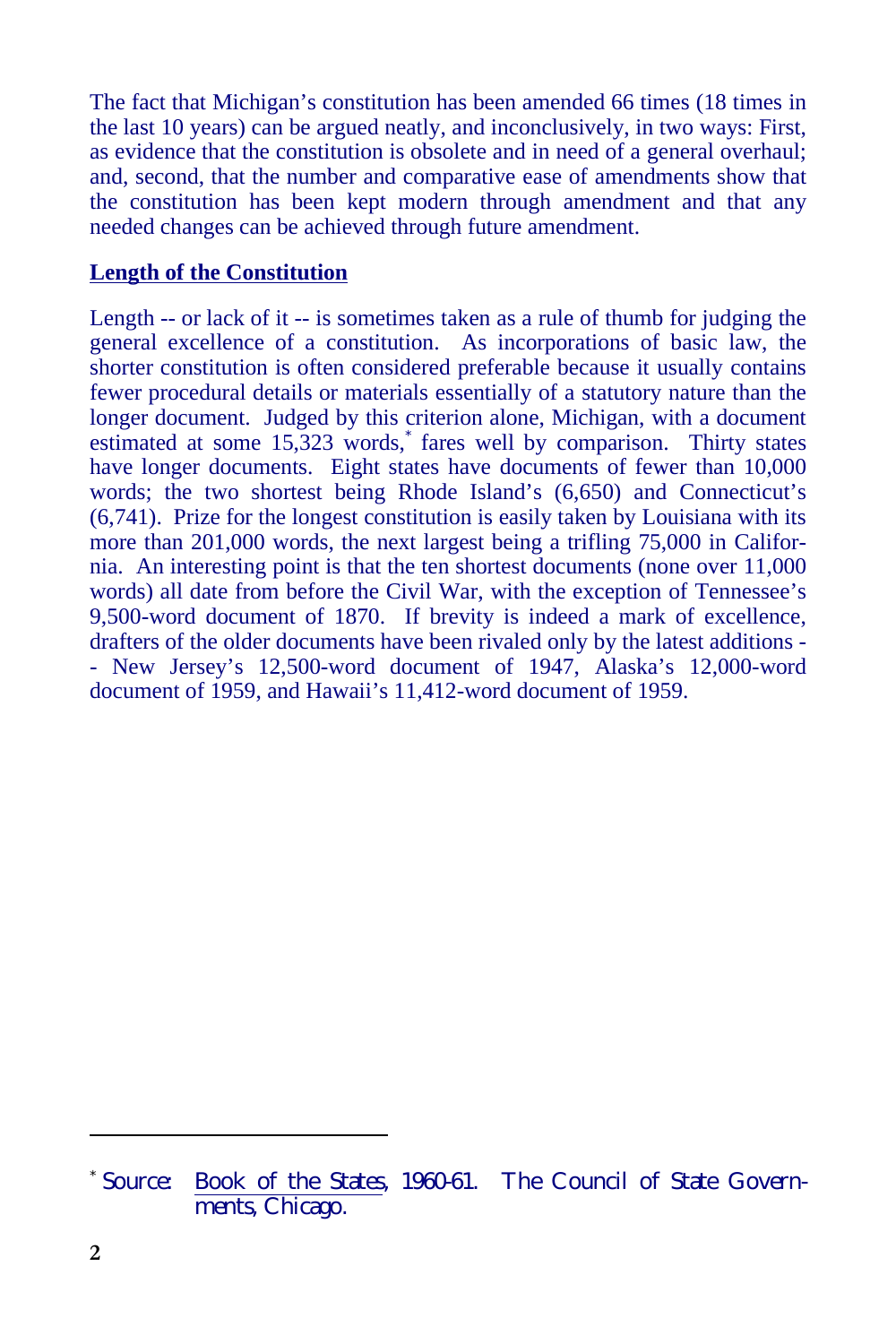The fact that Michigan's constitution has been amended 66 times (18 times in the last 10 years) can be argued neatly, and inconclusively, in two ways: First, as evidence that the constitution is obsolete and in need of a general overhaul; and, second, that the number and comparative ease of amendments show that the constitution has been kept modern through amendment and that any needed changes can be achieved through future amendment.

## Length of the Constitution

Length -- or lack of it -- is sometimes taken as a rule of thumb for judging the general excellence of a constitution. As incorporations of basic law, the shorter constitution is often considered preferable because it usually contains fewer procedural details or materials essentially of a statutory nature than the longer document. Judged by this criterion alone, Michigan, with a document estimated at some 15,323 words,* fares well by comparison. Thirty states have longer documents. Eight states have documents of fewer than 10,000 words; the two shortest being Rhode Island's (6,650) and Connecticut's (6,741). Prize for the longest constitution is easily taken by Louisiana with its more than 201,000 words, the next largest being a trifling 75,000 in California. An interesting point is that the ten shortest documents (none over 11,000 words) all date from before the Civil War, with the exception of Tennessee's 9,500-word document of 1870. If brevity is indeed a mark of excellence, drafters of the older documents have been rivaled only by the latest additions -- New Jersey's 12,500-word document of 1947, Alaska's 12,000-word document of 1959, and Hawaii's 11,412-word document of 1959.

---

* Source: Book of the States, 1960-61. The Council of State Governments, Chicago.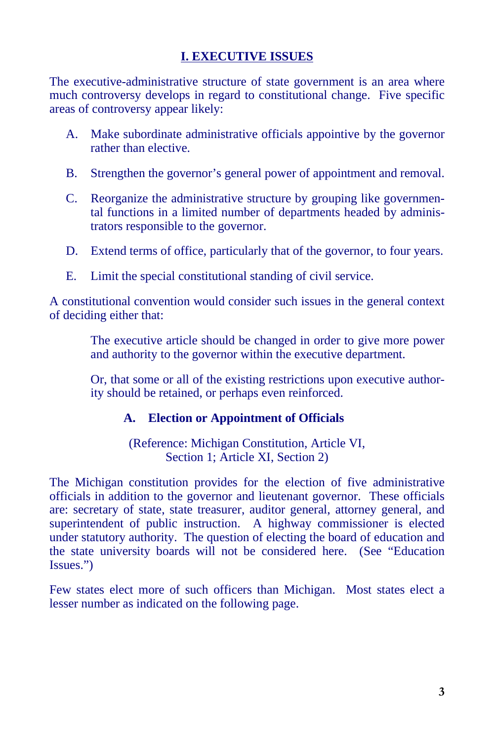# I. EXECUTIVE ISSUES

The executive-administrative structure of state government is an area where much controversy develops in regard to constitutional change. Five specific areas of controversy appear likely:

A. Make subordinate administrative officials appointive by the governor rather than elective.

B. Strengthen the governor's general power of appointment and removal.

C. Reorganize the administrative structure by grouping like governmental functions in a limited number of departments headed by administrators responsible to the governor.

D. Extend terms of office, particularly that of the governor, to four years.

E. Limit the special constitutional standing of civil service.

A constitutional convention would consider such issues in the general context of deciding either that:

> The executive article should be changed in order to give more power and authority to the governor within the executive department.
>
> Or, that some or all of the existing restrictions upon executive authority should be retained, or perhaps even reinforced.

## A. Election or Appointment of Officials

(Reference: Michigan Constitution, Article VI, Section 1; Article XI, Section 2)

The Michigan constitution provides for the election of five administrative officials in addition to the governor and lieutenant governor. These officials are: secretary of state, state treasurer, auditor general, attorney general, and superintendent of public instruction. A highway commissioner is elected under statutory authority. The question of electing the board of education and the state university boards will not be considered here. (See "Education Issues.")

Few states elect more of such officers than Michigan. Most states elect a lesser number as indicated on the following page.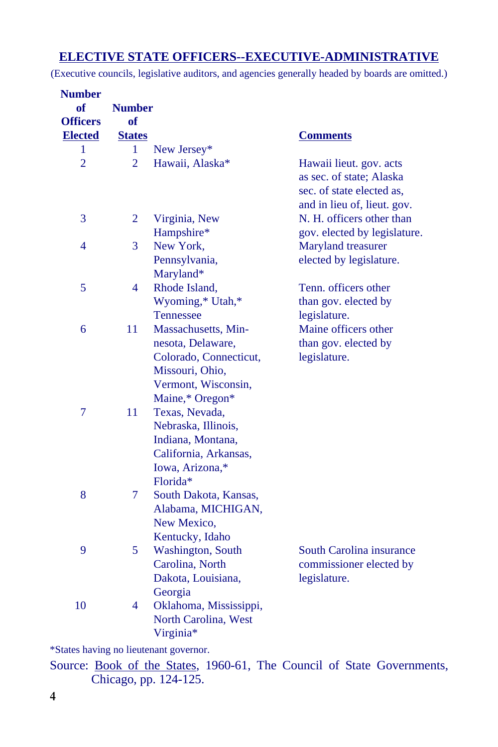## ELECTIVE STATE OFFICERS--EXECUTIVE-ADMINISTRATIVE

(Executive councils, legislative auditors, and agencies generally headed by boards are omitted.)

| Number of Officers Elected | Number of States | | Comments |
|---|---|---|---|
| 1 | 1 | New Jersey* | |
| 2 | 2 | Hawaii, Alaska* | Hawaii lieut. gov. acts as sec. of state; Alaska sec. of state elected as, and in lieu of, lieut. gov. |
| 3 | 2 | Virginia, New Hampshire* | N. H. officers other than gov. elected by legislature. |
| 4 | 3 | New York, Pennsylvania, Maryland* | Maryland treasurer elected by legislature. |
| 5 | 4 | Rhode Island, Wyoming,* Utah,* Tennessee | Tenn. officers other than gov. elected by legislature. |
| 6 | 11 | Massachusetts, Minnesota, Delaware, Colorado, Connecticut, Missouri, Ohio, Vermont, Wisconsin, Maine,* Oregon* | Maine officers other than gov. elected by legislature. |
| 7 | 11 | Texas, Nevada, Nebraska, Illinois, Indiana, Montana, California, Arkansas, Iowa, Arizona,* Florida* | |
| 8 | 7 | South Dakota, Kansas, Alabama, MICHIGAN, New Mexico, Kentucky, Idaho | |
| 9 | 5 | Washington, South Carolina, North Dakota, Louisiana, Georgia | South Carolina insurance commissioner elected by legislature. |
| 10 | 4 | Oklahoma, Mississippi, North Carolina, West Virginia* | |

*States having no lieutenant governor.

Source: Book of the States, 1960-61, The Council of State Governments, Chicago, pp. 124-125.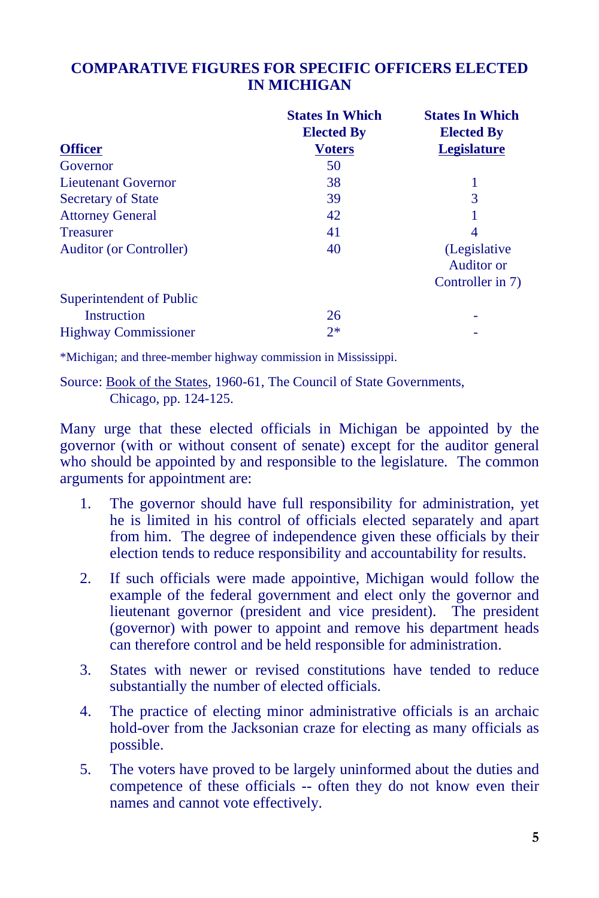## COMPARATIVE FIGURES FOR SPECIFIC OFFICERS ELECTED IN MICHIGAN

| Officer | States In Which Elected By Voters | States In Which Elected By Legislature |
|---|---|---|
| Governor | 50 | |
| Lieutenant Governor | 38 | 1 |
| Secretary of State | 39 | 3 |
| Attorney General | 42 | 1 |
| Treasurer | 41 | 4 |
| Auditor (or Controller) | 40 | (Legislative Auditor or Controller in 7) |
| Superintendent of Public Instruction | 26 | - |
| Highway Commissioner | 2* | - |

*Michigan; and three-member highway commission in Mississippi.

Source: Book of the States, 1960-61, The Council of State Governments, Chicago, pp. 124-125.

Many urge that these elected officials in Michigan be appointed by the governor (with or without consent of senate) except for the auditor general who should be appointed by and responsible to the legislature. The common arguments for appointment are:

1. The governor should have full responsibility for administration, yet he is limited in his control of officials elected separately and apart from him. The degree of independence given these officials by their election tends to reduce responsibility and accountability for results.
2. If such officials were made appointive, Michigan would follow the example of the federal government and elect only the governor and lieutenant governor (president and vice president). The president (governor) with power to appoint and remove his department heads can therefore control and be held responsible for administration.
3. States with newer or revised constitutions have tended to reduce substantially the number of elected officials.
4. The practice of electing minor administrative officials is an archaic hold-over from the Jacksonian craze for electing as many officials as possible.
5. The voters have proved to be largely uninformed about the duties and competence of these officials -- often they do not know even their names and cannot vote effectively.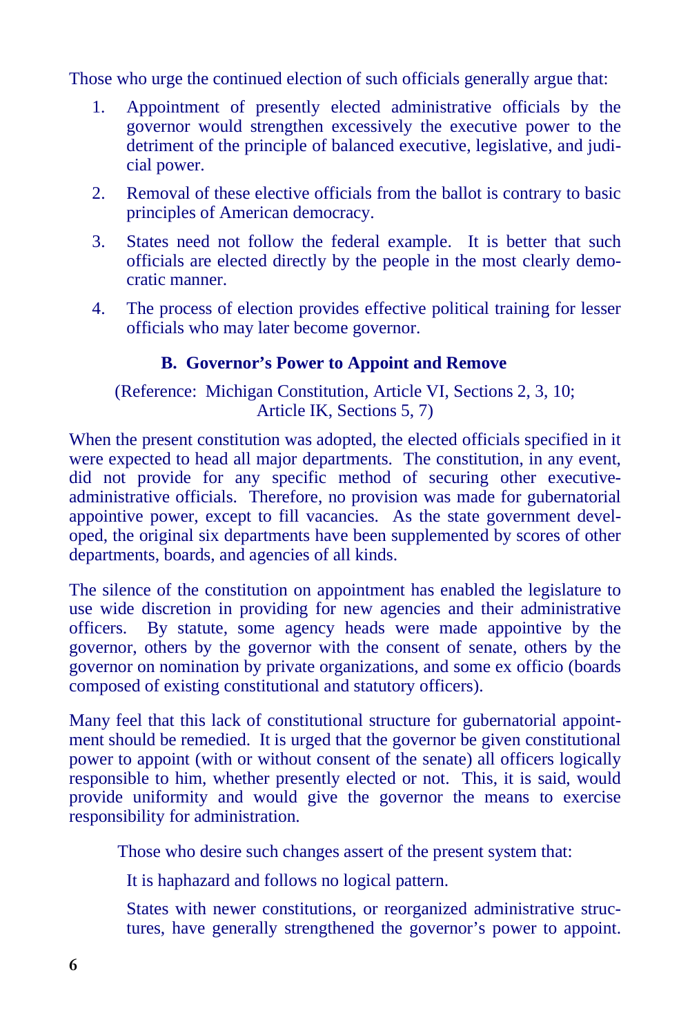Those who urge the continued election of such officials generally argue that:

1. Appointment of presently elected administrative officials by the governor would strengthen excessively the executive power to the detriment of the principle of balanced executive, legislative, and judicial power.
2. Removal of these elective officials from the ballot is contrary to basic principles of American democracy.
3. States need not follow the federal example. It is better that such officials are elected directly by the people in the most clearly democratic manner.
4. The process of election provides effective political training for lesser officials who may later become governor.

### B. Governor's Power to Appoint and Remove

(Reference: Michigan Constitution, Article VI, Sections 2, 3, 10; Article IK, Sections 5, 7)

When the present constitution was adopted, the elected officials specified in it were expected to head all major departments. The constitution, in any event, did not provide for any specific method of securing other executive-administrative officials. Therefore, no provision was made for gubernatorial appointive power, except to fill vacancies. As the state government developed, the original six departments have been supplemented by scores of other departments, boards, and agencies of all kinds.

The silence of the constitution on appointment has enabled the legislature to use wide discretion in providing for new agencies and their administrative officers. By statute, some agency heads were made appointive by the governor, others by the governor with the consent of senate, others by the governor on nomination by private organizations, and some ex officio (boards composed of existing constitutional and statutory officers).

Many feel that this lack of constitutional structure for gubernatorial appointment should be remedied. It is urged that the governor be given constitutional power to appoint (with or without consent of the senate) all officers logically responsible to him, whether presently elected or not. This, it is said, would provide uniformity and would give the governor the means to exercise responsibility for administration.

Those who desire such changes assert of the present system that:

It is haphazard and follows no logical pattern.

States with newer constitutions, or reorganized administrative structures, have generally strengthened the governor's power to appoint.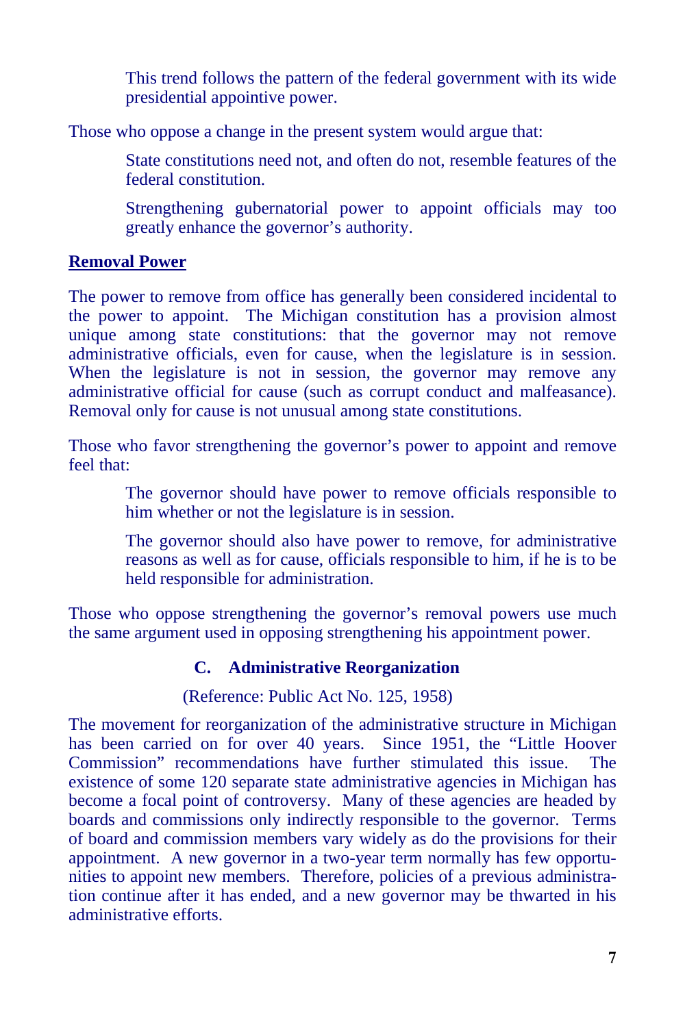This trend follows the pattern of the federal government with its wide presidential appointive power.

Those who oppose a change in the present system would argue that:

State constitutions need not, and often do not, resemble features of the federal constitution.

Strengthening gubernatorial power to appoint officials may too greatly enhance the governor's authority.

**Removal Power**

The power to remove from office has generally been considered incidental to the power to appoint. The Michigan constitution has a provision almost unique among state constitutions: that the governor may not remove administrative officials, even for cause, when the legislature is in session. When the legislature is not in session, the governor may remove any administrative official for cause (such as corrupt conduct and malfeasance). Removal only for cause is not unusual among state constitutions.

Those who favor strengthening the governor's power to appoint and remove feel that:

The governor should have power to remove officials responsible to him whether or not the legislature is in session.

The governor should also have power to remove, for administrative reasons as well as for cause, officials responsible to him, if he is to be held responsible for administration.

Those who oppose strengthening the governor's removal powers use much the same argument used in opposing strengthening his appointment power.

### C. Administrative Reorganization

(Reference: Public Act No. 125, 1958)

The movement for reorganization of the administrative structure in Michigan has been carried on for over 40 years. Since 1951, the "Little Hoover Commission" recommendations have further stimulated this issue. The existence of some 120 separate state administrative agencies in Michigan has become a focal point of controversy. Many of these agencies are headed by boards and commissions only indirectly responsible to the governor. Terms of board and commission members vary widely as do the provisions for their appointment. A new governor in a two-year term normally has few opportunities to appoint new members. Therefore, policies of a previous administration continue after it has ended, and a new governor may be thwarted in his administrative efforts.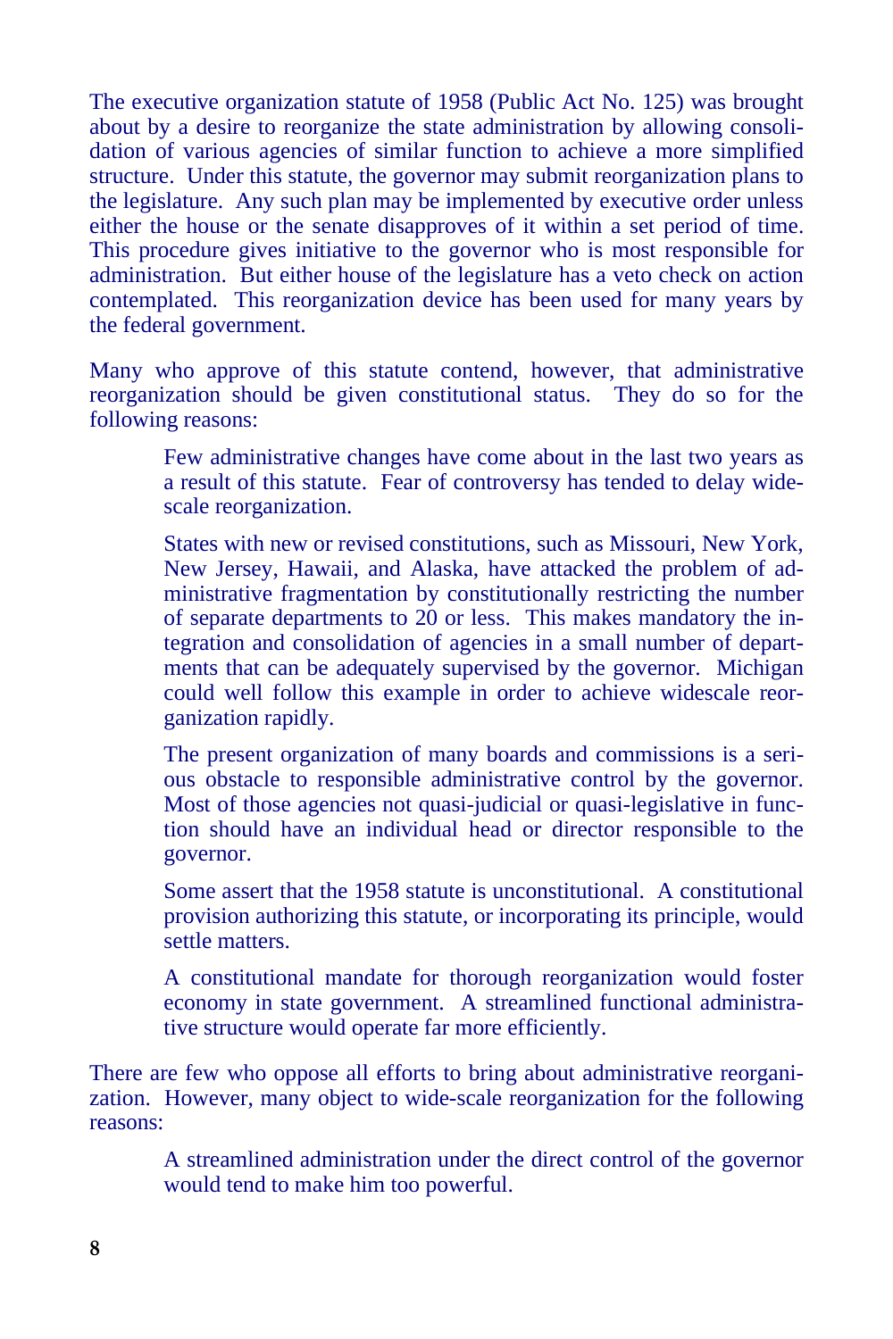The executive organization statute of 1958 (Public Act No. 125) was brought about by a desire to reorganize the state administration by allowing consolidation of various agencies of similar function to achieve a more simplified structure. Under this statute, the governor may submit reorganization plans to the legislature. Any such plan may be implemented by executive order unless either the house or the senate disapproves of it within a set period of time. This procedure gives initiative to the governor who is most responsible for administration. But either house of the legislature has a veto check on action contemplated. This reorganization device has been used for many years by the federal government.

Many who approve of this statute contend, however, that administrative reorganization should be given constitutional status. They do so for the following reasons:

> Few administrative changes have come about in the last two years as a result of this statute. Fear of controversy has tended to delay widescale reorganization.
>
> States with new or revised constitutions, such as Missouri, New York, New Jersey, Hawaii, and Alaska, have attacked the problem of administrative fragmentation by constitutionally restricting the number of separate departments to 20 or less. This makes mandatory the integration and consolidation of agencies in a small number of departments that can be adequately supervised by the governor. Michigan could well follow this example in order to achieve widescale reorganization rapidly.
>
> The present organization of many boards and commissions is a serious obstacle to responsible administrative control by the governor. Most of those agencies not quasi-judicial or quasi-legislative in function should have an individual head or director responsible to the governor.
>
> Some assert that the 1958 statute is unconstitutional. A constitutional provision authorizing this statute, or incorporating its principle, would settle matters.
>
> A constitutional mandate for thorough reorganization would foster economy in state government. A streamlined functional administrative structure would operate far more efficiently.

There are few who oppose all efforts to bring about administrative reorganization. However, many object to wide-scale reorganization for the following reasons:

> A streamlined administration under the direct control of the governor would tend to make him too powerful.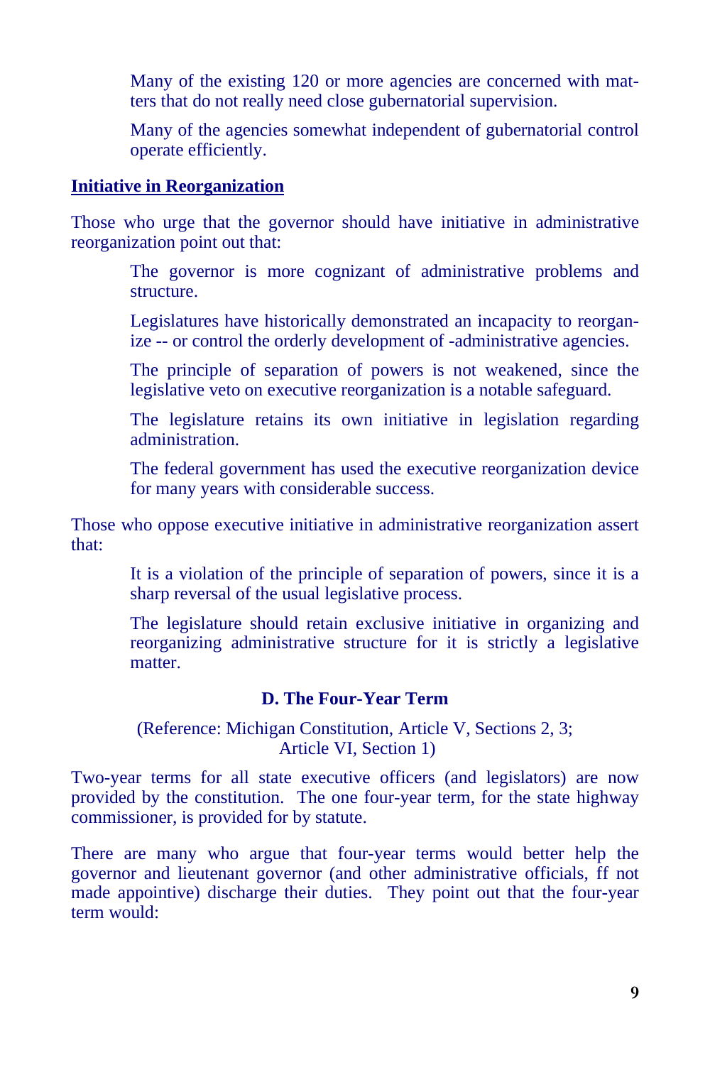Many of the existing 120 or more agencies are concerned with matters that do not really need close gubernatorial supervision.

Many of the agencies somewhat independent of gubernatorial control operate efficiently.

**Initiative in Reorganization**

Those who urge that the governor should have initiative in administrative reorganization point out that:

> The governor is more cognizant of administrative problems and structure.
>
> Legislatures have historically demonstrated an incapacity to reorganize -- or control the orderly development of -administrative agencies.
>
> The principle of separation of powers is not weakened, since the legislative veto on executive reorganization is a notable safeguard.
>
> The legislature retains its own initiative in legislation regarding administration.
>
> The federal government has used the executive reorganization device for many years with considerable success.

Those who oppose executive initiative in administrative reorganization assert that:

> It is a violation of the principle of separation of powers, since it is a sharp reversal of the usual legislative process.
>
> The legislature should retain exclusive initiative in organizing and reorganizing administrative structure for it is strictly a legislative matter.

### D. The Four-Year Term

(Reference: Michigan Constitution, Article V, Sections 2, 3; Article VI, Section 1)

Two-year terms for all state executive officers (and legislators) are now provided by the constitution. The one four-year term, for the state highway commissioner, is provided for by statute.

There are many who argue that four-year terms would better help the governor and lieutenant governor (and other administrative officials, ff not made appointive) discharge their duties. They point out that the four-year term would: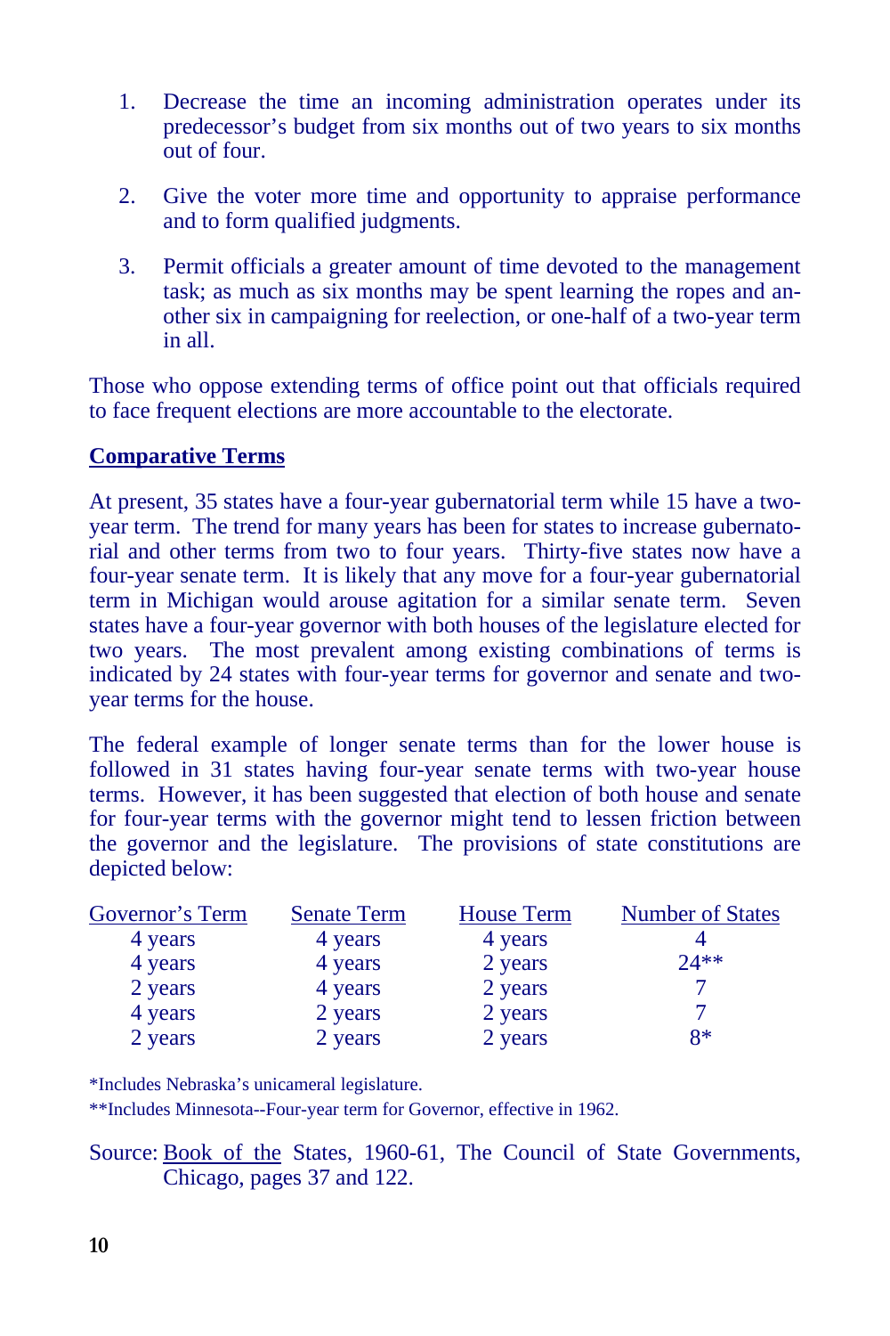1. Decrease the time an incoming administration operates under its predecessor's budget from six months out of two years to six months out of four.

2. Give the voter more time and opportunity to appraise performance and to form qualified judgments.

3. Permit officials a greater amount of time devoted to the management task; as much as six months may be spent learning the ropes and another six in campaigning for reelection, or one-half of a two-year term in all.

Those who oppose extending terms of office point out that officials required to face frequent elections are more accountable to the electorate.

## Comparative Terms

At present, 35 states have a four-year gubernatorial term while 15 have a two-year term. The trend for many years has been for states to increase gubernatorial and other terms from two to four years. Thirty-five states now have a four-year senate term. It is likely that any move for a four-year gubernatorial term in Michigan would arouse agitation for a similar senate term. Seven states have a four-year governor with both houses of the legislature elected for two years. The most prevalent among existing combinations of terms is indicated by 24 states with four-year terms for governor and senate and two-year terms for the house.

The federal example of longer senate terms than for the lower house is followed in 31 states having four-year senate terms with two-year house terms. However, it has been suggested that election of both house and senate for four-year terms with the governor might tend to lessen friction between the governor and the legislature. The provisions of state constitutions are depicted below:

| Governor's Term | Senate Term | House Term | Number of States |
|---|---|---|---|
| 4 years | 4 years | 4 years | 4 |
| 4 years | 4 years | 2 years | 24** |
| 2 years | 4 years | 2 years | 7 |
| 4 years | 2 years | 2 years | 7 |
| 2 years | 2 years | 2 years | 8* |

*Includes Nebraska's unicameral legislature.

**Includes Minnesota--Four-year term for Governor, effective in 1962.

Source: Book of the States, 1960-61, The Council of State Governments, Chicago, pages 37 and 122.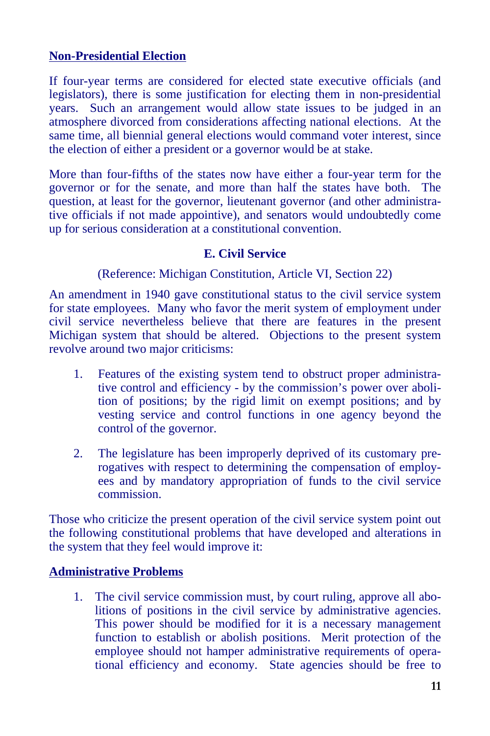**Non-Presidential Election**

If four-year terms are considered for elected state executive officials (and legislators), there is some justification for electing them in non-presidential years. Such an arrangement would allow state issues to be judged in an atmosphere divorced from considerations affecting national elections. At the same time, all biennial general elections would command voter interest, since the election of either a president or a governor would be at stake.

More than four-fifths of the states now have either a four-year term for the governor or for the senate, and more than half the states have both. The question, at least for the governor, lieutenant governor (and other administrative officials if not made appointive), and senators would undoubtedly come up for serious consideration at a constitutional convention.

## E. Civil Service

(Reference: Michigan Constitution, Article VI, Section 22)

An amendment in 1940 gave constitutional status to the civil service system for state employees. Many who favor the merit system of employment under civil service nevertheless believe that there are features in the present Michigan system that should be altered. Objections to the present system revolve around two major criticisms:

1. Features of the existing system tend to obstruct proper administrative control and efficiency - by the commission's power over abolition of positions; by the rigid limit on exempt positions; and by vesting service and control functions in one agency beyond the control of the governor.

2. The legislature has been improperly deprived of its customary prerogatives with respect to determining the compensation of employees and by mandatory appropriation of funds to the civil service commission.

Those who criticize the present operation of the civil service system point out the following constitutional problems that have developed and alterations in the system that they feel would improve it:

**Administrative Problems**

1. The civil service commission must, by court ruling, approve all abolitions of positions in the civil service by administrative agencies. This power should be modified for it is a necessary management function to establish or abolish positions. Merit protection of the employee should not hamper administrative requirements of operational efficiency and economy. State agencies should be free to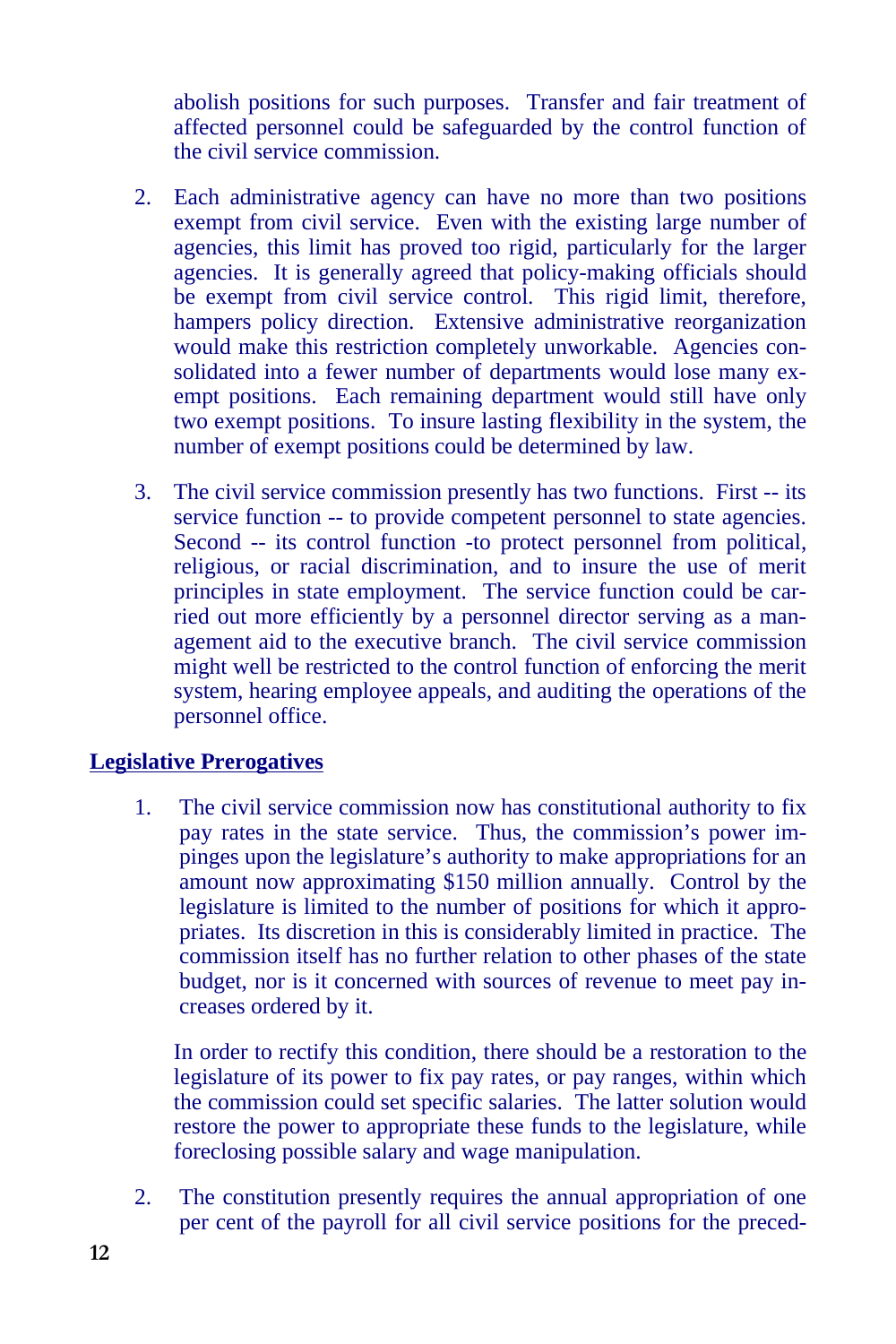abolish positions for such purposes. Transfer and fair treatment of affected personnel could be safeguarded by the control function of the civil service commission.

2. Each administrative agency can have no more than two positions exempt from civil service. Even with the existing large number of agencies, this limit has proved too rigid, particularly for the larger agencies. It is generally agreed that policy-making officials should be exempt from civil service control. This rigid limit, therefore, hampers policy direction. Extensive administrative reorganization would make this restriction completely unworkable. Agencies consolidated into a fewer number of departments would lose many exempt positions. Each remaining department would still have only two exempt positions. To insure lasting flexibility in the system, the number of exempt positions could be determined by law.

3. The civil service commission presently has two functions. First -- its service function -- to provide competent personnel to state agencies. Second -- its control function -to protect personnel from political, religious, or racial discrimination, and to insure the use of merit principles in state employment. The service function could be carried out more efficiently by a personnel director serving as a management aid to the executive branch. The civil service commission might well be restricted to the control function of enforcing the merit system, hearing employee appeals, and auditing the operations of the personnel office.

## Legislative Prerogatives

1. The civil service commission now has constitutional authority to fix pay rates in the state service. Thus, the commission's power impinges upon the legislature's authority to make appropriations for an amount now approximating $150 million annually. Control by the legislature is limited to the number of positions for which it appropriates. Its discretion in this is considerably limited in practice. The commission itself has no further relation to other phases of the state budget, nor is it concerned with sources of revenue to meet pay increases ordered by it.

   In order to rectify this condition, there should be a restoration to the legislature of its power to fix pay rates, or pay ranges, within which the commission could set specific salaries. The latter solution would restore the power to appropriate these funds to the legislature, while foreclosing possible salary and wage manipulation.

2. The constitution presently requires the annual appropriation of one per cent of the payroll for all civil service positions for the preced-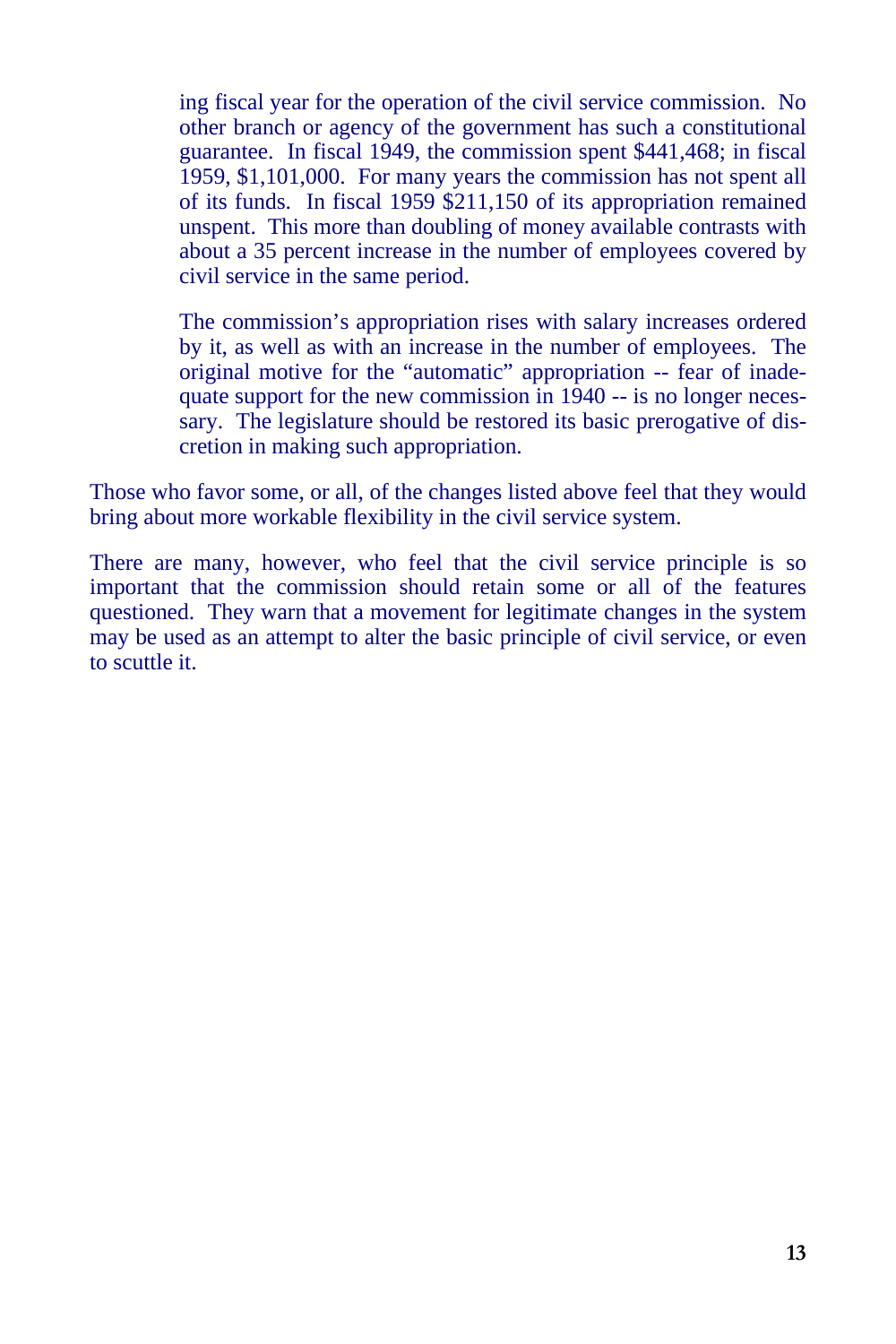ing fiscal year for the operation of the civil service commission. No other branch or agency of the government has such a constitutional guarantee. In fiscal 1949, the commission spent $441,468; in fiscal 1959, $1,101,000. For many years the commission has not spent all of its funds. In fiscal 1959 $211,150 of its appropriation remained unspent. This more than doubling of money available contrasts with about a 35 percent increase in the number of employees covered by civil service in the same period.

The commission's appropriation rises with salary increases ordered by it, as well as with an increase in the number of employees. The original motive for the "automatic" appropriation -- fear of inadequate support for the new commission in 1940 -- is no longer necessary. The legislature should be restored its basic prerogative of discretion in making such appropriation.

Those who favor some, or all, of the changes listed above feel that they would bring about more workable flexibility in the civil service system.

There are many, however, who feel that the civil service principle is so important that the commission should retain some or all of the features questioned. They warn that a movement for legitimate changes in the system may be used as an attempt to alter the basic principle of civil service, or even to scuttle it.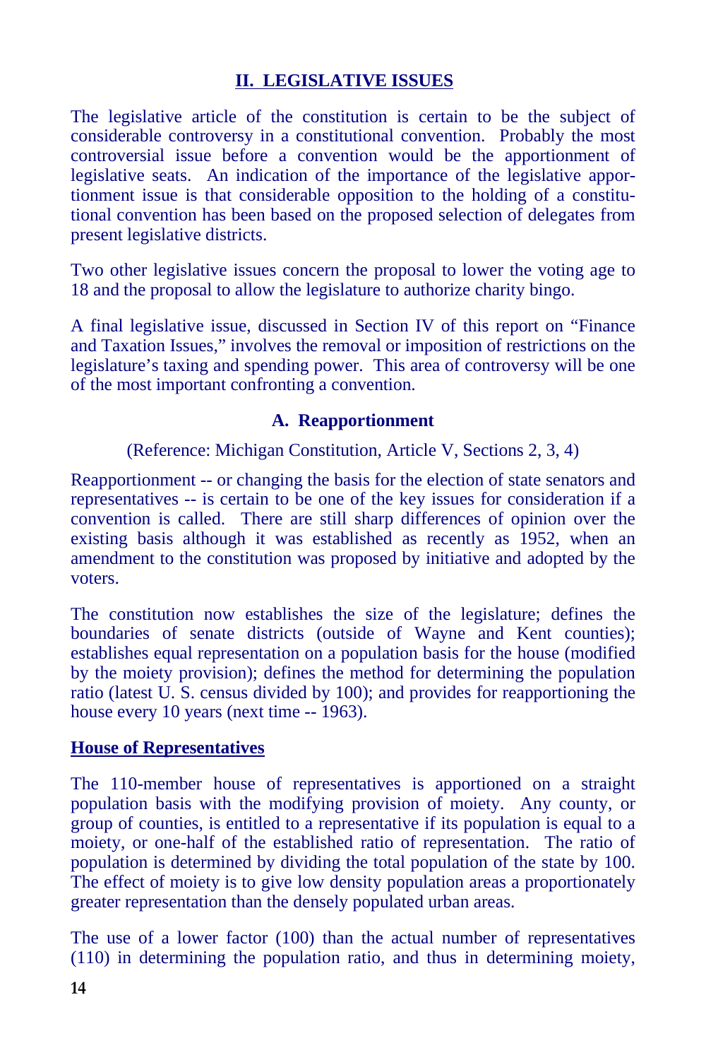## II. LEGISLATIVE ISSUES

The legislative article of the constitution is certain to be the subject of considerable controversy in a constitutional convention. Probably the most controversial issue before a convention would be the apportionment of legislative seats. An indication of the importance of the legislative apportionment issue is that considerable opposition to the holding of a constitutional convention has been based on the proposed selection of delegates from present legislative districts.

Two other legislative issues concern the proposal to lower the voting age to 18 and the proposal to allow the legislature to authorize charity bingo.

A final legislative issue, discussed in Section IV of this report on "Finance and Taxation Issues," involves the removal or imposition of restrictions on the legislature's taxing and spending power. This area of controversy will be one of the most important confronting a convention.

### A. Reapportionment

(Reference: Michigan Constitution, Article V, Sections 2, 3, 4)

Reapportionment -- or changing the basis for the election of state senators and representatives -- is certain to be one of the key issues for consideration if a convention is called. There are still sharp differences of opinion over the existing basis although it was established as recently as 1952, when an amendment to the constitution was proposed by initiative and adopted by the voters.

The constitution now establishes the size of the legislature; defines the boundaries of senate districts (outside of Wayne and Kent counties); establishes equal representation on a population basis for the house (modified by the moiety provision); defines the method for determining the population ratio (latest U. S. census divided by 100); and provides for reapportioning the house every 10 years (next time -- 1963).

#### House of Representatives

The 110-member house of representatives is apportioned on a straight population basis with the modifying provision of moiety. Any county, or group of counties, is entitled to a representative if its population is equal to a moiety, or one-half of the established ratio of representation. The ratio of population is determined by dividing the total population of the state by 100. The effect of moiety is to give low density population areas a proportionately greater representation than the densely populated urban areas.

The use of a lower factor (100) than the actual number of representatives (110) in determining the population ratio, and thus in determining moiety,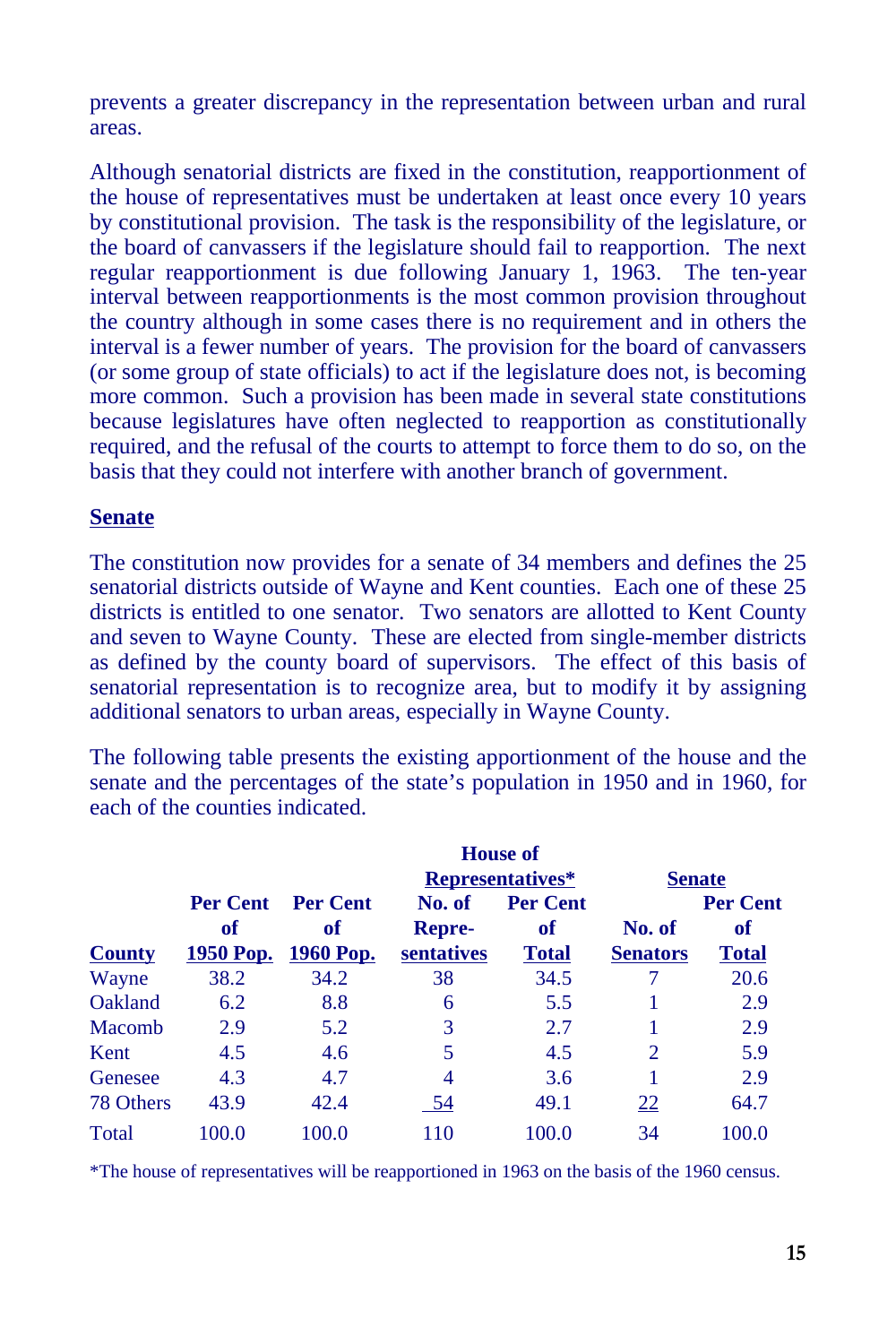prevents a greater discrepancy in the representation between urban and rural areas.

Although senatorial districts are fixed in the constitution, reapportionment of the house of representatives must be undertaken at least once every 10 years by constitutional provision. The task is the responsibility of the legislature, or the board of canvassers if the legislature should fail to reapportion. The next regular reapportionment is due following January 1, 1963. The ten-year interval between reapportionments is the most common provision throughout the country although in some cases there is no requirement and in others the interval is a fewer number of years. The provision for the board of canvassers (or some group of state officials) to act if the legislature does not, is becoming more common. Such a provision has been made in several state constitutions because legislatures have often neglected to reapportion as constitutionally required, and the refusal of the courts to attempt to force them to do so, on the basis that they could not interfere with another branch of government.

## Senate

The constitution now provides for a senate of 34 members and defines the 25 senatorial districts outside of Wayne and Kent counties. Each one of these 25 districts is entitled to one senator. Two senators are allotted to Kent County and seven to Wayne County. These are elected from single-member districts as defined by the county board of supervisors. The effect of this basis of senatorial representation is to recognize area, but to modify it by assigning additional senators to urban areas, especially in Wayne County.

The following table presents the existing apportionment of the house and the senate and the percentages of the state's population in 1950 and in 1960, for each of the counties indicated.

| | | | House of Representatives* | | Senate | |
|---|---|---|---|---|---|---|
| **County** | **Per Cent of 1950 Pop.** | **Per Cent of 1960 Pop.** | **No. of Repre-sentatives** | **Per Cent of Total** | **No. of Senators** | **Per Cent of Total** |
| Wayne | 38.2 | 34.2 | 38 | 34.5 | 7 | 20.6 |
| Oakland | 6.2 | 8.8 | 6 | 5.5 | 1 | 2.9 |
| Macomb | 2.9 | 5.2 | 3 | 2.7 | 1 | 2.9 |
| Kent | 4.5 | 4.6 | 5 | 4.5 | 2 | 5.9 |
| Genesee | 4.3 | 4.7 | 4 | 3.6 | 1 | 2.9 |
| 78 Others | 43.9 | 42.4 | 54 | 49.1 | 22 | 64.7 |
| Total | 100.0 | 100.0 | 110 | 100.0 | 34 | 100.0 |

*The house of representatives will be reapportioned in 1963 on the basis of the 1960 census.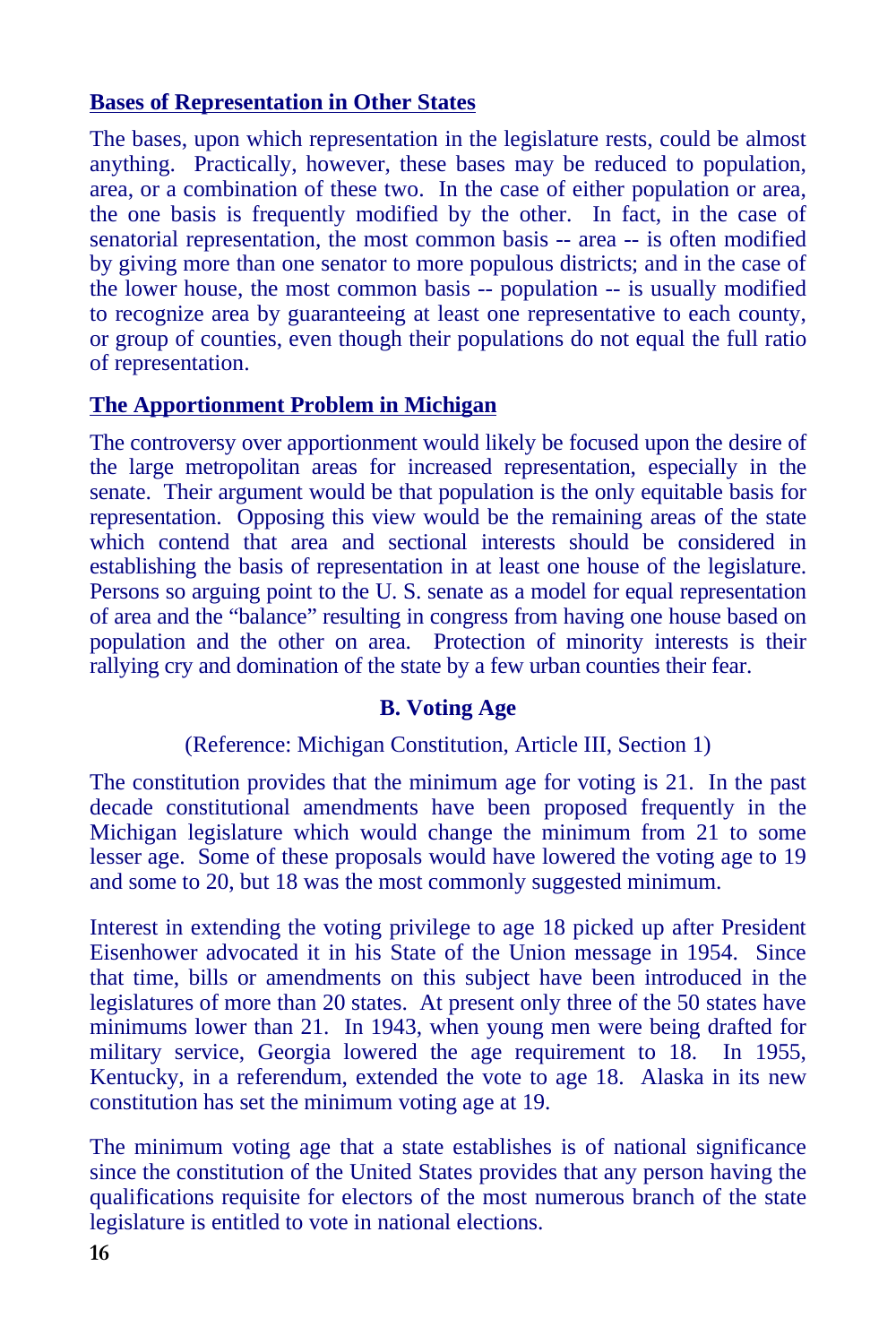**Bases of Representation in Other States**

The bases, upon which representation in the legislature rests, could be almost anything. Practically, however, these bases may be reduced to population, area, or a combination of these two. In the case of either population or area, the one basis is frequently modified by the other. In fact, in the case of senatorial representation, the most common basis -- area -- is often modified by giving more than one senator to more populous districts; and in the case of the lower house, the most common basis -- population -- is usually modified to recognize area by guaranteeing at least one representative to each county, or group of counties, even though their populations do not equal the full ratio of representation.

**The Apportionment Problem in Michigan**

The controversy over apportionment would likely be focused upon the desire of the large metropolitan areas for increased representation, especially in the senate. Their argument would be that population is the only equitable basis for representation. Opposing this view would be the remaining areas of the state which contend that area and sectional interests should be considered in establishing the basis of representation in at least one house of the legislature. Persons so arguing point to the U. S. senate as a model for equal representation of area and the "balance" resulting in congress from having one house based on population and the other on area. Protection of minority interests is their rallying cry and domination of the state by a few urban counties their fear.

## B. Voting Age

(Reference: Michigan Constitution, Article III, Section 1)

The constitution provides that the minimum age for voting is 21. In the past decade constitutional amendments have been proposed frequently in the Michigan legislature which would change the minimum from 21 to some lesser age. Some of these proposals would have lowered the voting age to 19 and some to 20, but 18 was the most commonly suggested minimum.

Interest in extending the voting privilege to age 18 picked up after President Eisenhower advocated it in his State of the Union message in 1954. Since that time, bills or amendments on this subject have been introduced in the legislatures of more than 20 states. At present only three of the 50 states have minimums lower than 21. In 1943, when young men were being drafted for military service, Georgia lowered the age requirement to 18. In 1955, Kentucky, in a referendum, extended the vote to age 18. Alaska in its new constitution has set the minimum voting age at 19.

The minimum voting age that a state establishes is of national significance since the constitution of the United States provides that any person having the qualifications requisite for electors of the most numerous branch of the state legislature is entitled to vote in national elections.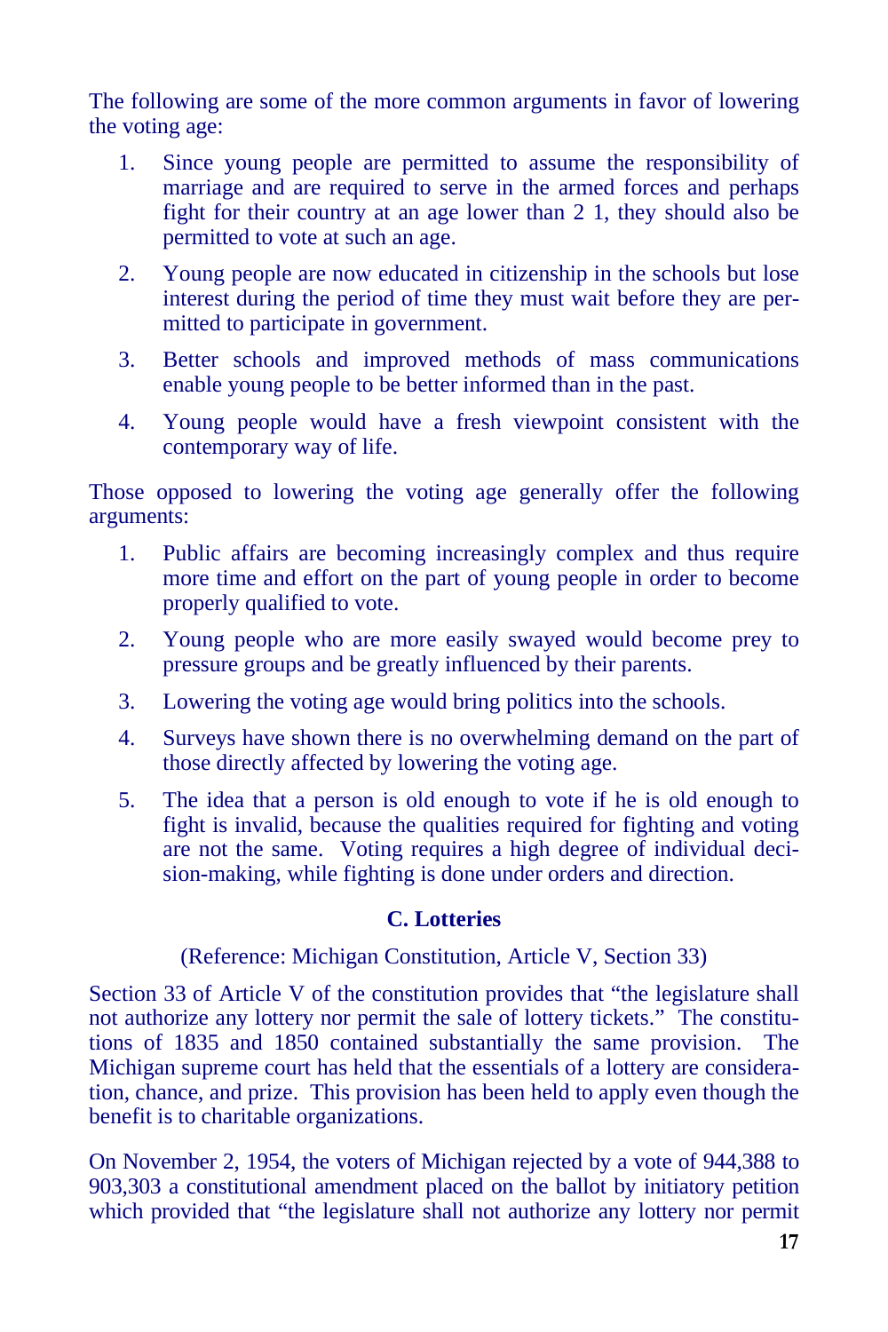The following are some of the more common arguments in favor of lowering the voting age:

1. Since young people are permitted to assume the responsibility of marriage and are required to serve in the armed forces and perhaps fight for their country at an age lower than 2 1, they should also be permitted to vote at such an age.

2. Young people are now educated in citizenship in the schools but lose interest during the period of time they must wait before they are permitted to participate in government.

3. Better schools and improved methods of mass communications enable young people to be better informed than in the past.

4. Young people would have a fresh viewpoint consistent with the contemporary way of life.

Those opposed to lowering the voting age generally offer the following arguments:

1. Public affairs are becoming increasingly complex and thus require more time and effort on the part of young people in order to become properly qualified to vote.

2. Young people who are more easily swayed would become prey to pressure groups and be greatly influenced by their parents.

3. Lowering the voting age would bring politics into the schools.

4. Surveys have shown there is no overwhelming demand on the part of those directly affected by lowering the voting age.

5. The idea that a person is old enough to vote if he is old enough to fight is invalid, because the qualities required for fighting and voting are not the same. Voting requires a high degree of individual decision-making, while fighting is done under orders and direction.

### C. Lotteries

(Reference: Michigan Constitution, Article V, Section 33)

Section 33 of Article V of the constitution provides that "the legislature shall not authorize any lottery nor permit the sale of lottery tickets." The constitutions of 1835 and 1850 contained substantially the same provision. The Michigan supreme court has held that the essentials of a lottery are consideration, chance, and prize. This provision has been held to apply even though the benefit is to charitable organizations.

On November 2, 1954, the voters of Michigan rejected by a vote of 944,388 to 903,303 a constitutional amendment placed on the ballot by initiatory petition which provided that "the legislature shall not authorize any lottery nor permit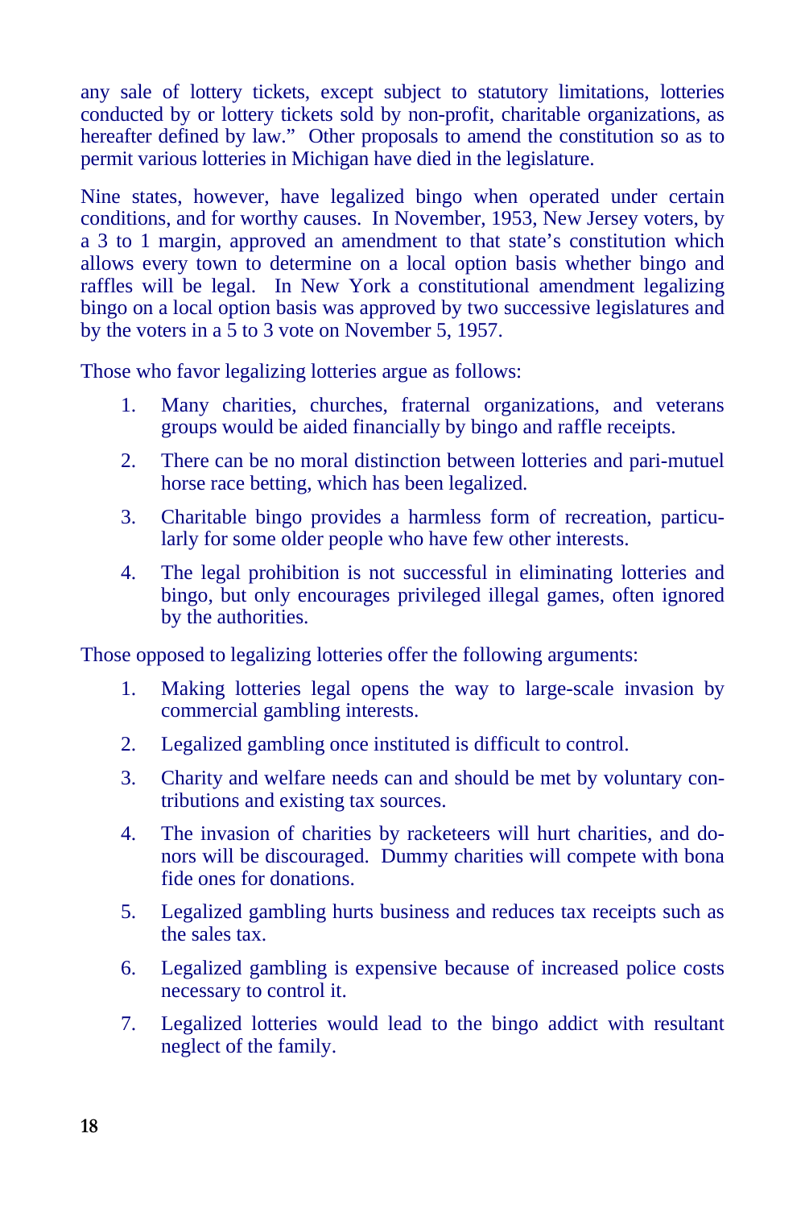any sale of lottery tickets, except subject to statutory limitations, lotteries conducted by or lottery tickets sold by non-profit, charitable organizations, as hereafter defined by law." Other proposals to amend the constitution so as to permit various lotteries in Michigan have died in the legislature.

Nine states, however, have legalized bingo when operated under certain conditions, and for worthy causes. In November, 1953, New Jersey voters, by a 3 to 1 margin, approved an amendment to that state's constitution which allows every town to determine on a local option basis whether bingo and raffles will be legal. In New York a constitutional amendment legalizing bingo on a local option basis was approved by two successive legislatures and by the voters in a 5 to 3 vote on November 5, 1957.

Those who favor legalizing lotteries argue as follows:

1. Many charities, churches, fraternal organizations, and veterans groups would be aided financially by bingo and raffle receipts.
2. There can be no moral distinction between lotteries and pari-mutuel horse race betting, which has been legalized.
3. Charitable bingo provides a harmless form of recreation, particularly for some older people who have few other interests.
4. The legal prohibition is not successful in eliminating lotteries and bingo, but only encourages privileged illegal games, often ignored by the authorities.

Those opposed to legalizing lotteries offer the following arguments:

1. Making lotteries legal opens the way to large-scale invasion by commercial gambling interests.
2. Legalized gambling once instituted is difficult to control.
3. Charity and welfare needs can and should be met by voluntary contributions and existing tax sources.
4. The invasion of charities by racketeers will hurt charities, and donors will be discouraged. Dummy charities will compete with bona fide ones for donations.
5. Legalized gambling hurts business and reduces tax receipts such as the sales tax.
6. Legalized gambling is expensive because of increased police costs necessary to control it.
7. Legalized lotteries would lead to the bingo addict with resultant neglect of the family.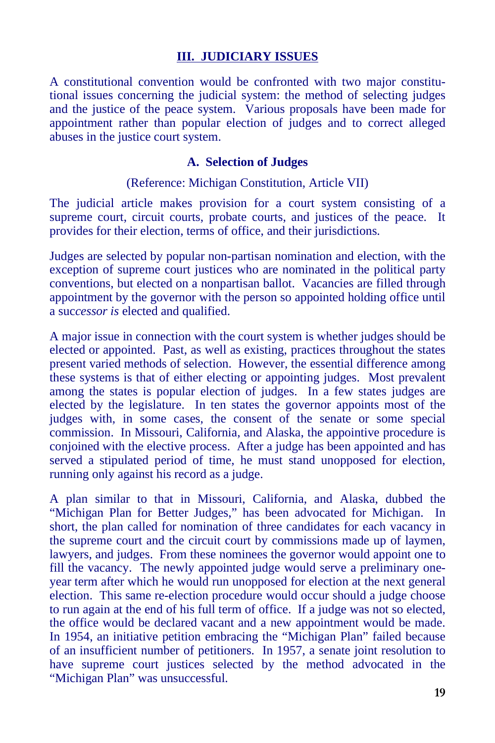## III. JUDICIARY ISSUES

A constitutional convention would be confronted with two major constitutional issues concerning the judicial system: the method of selecting judges and the justice of the peace system. Various proposals have been made for appointment rather than popular election of judges and to correct alleged abuses in the justice court system.

### A. Selection of Judges

(Reference: Michigan Constitution, Article VII)

The judicial article makes provision for a court system consisting of a supreme court, circuit courts, probate courts, and justices of the peace. It provides for their election, terms of office, and their jurisdictions.

Judges are selected by popular non-partisan nomination and election, with the exception of supreme court justices who are nominated in the political party conventions, but elected on a nonpartisan ballot. Vacancies are filled through appointment by the governor with the person so appointed holding office until a suc*cessor is* elected and qualified.

A major issue in connection with the court system is whether judges should be elected or appointed. Past, as well as existing, practices throughout the states present varied methods of selection. However, the essential difference among these systems is that of either electing or appointing judges. Most prevalent among the states is popular election of judges. In a few states judges are elected by the legislature. In ten states the governor appoints most of the judges with, in some cases, the consent of the senate or some special commission. In Missouri, California, and Alaska, the appointive procedure is conjoined with the elective process. After a judge has been appointed and has served a stipulated period of time, he must stand unopposed for election, running only against his record as a judge.

A plan similar to that in Missouri, California, and Alaska, dubbed the "Michigan Plan for Better Judges," has been advocated for Michigan. In short, the plan called for nomination of three candidates for each vacancy in the supreme court and the circuit court by commissions made up of laymen, lawyers, and judges. From these nominees the governor would appoint one to fill the vacancy. The newly appointed judge would serve a preliminary one-year term after which he would run unopposed for election at the next general election. This same re-election procedure would occur should a judge choose to run again at the end of his full term of office. If a judge was not so elected, the office would be declared vacant and a new appointment would be made. In 1954, an initiative petition embracing the "Michigan Plan" failed because of an insufficient number of petitioners. In 1957, a senate joint resolution to have supreme court justices selected by the method advocated in the "Michigan Plan" was unsuccessful.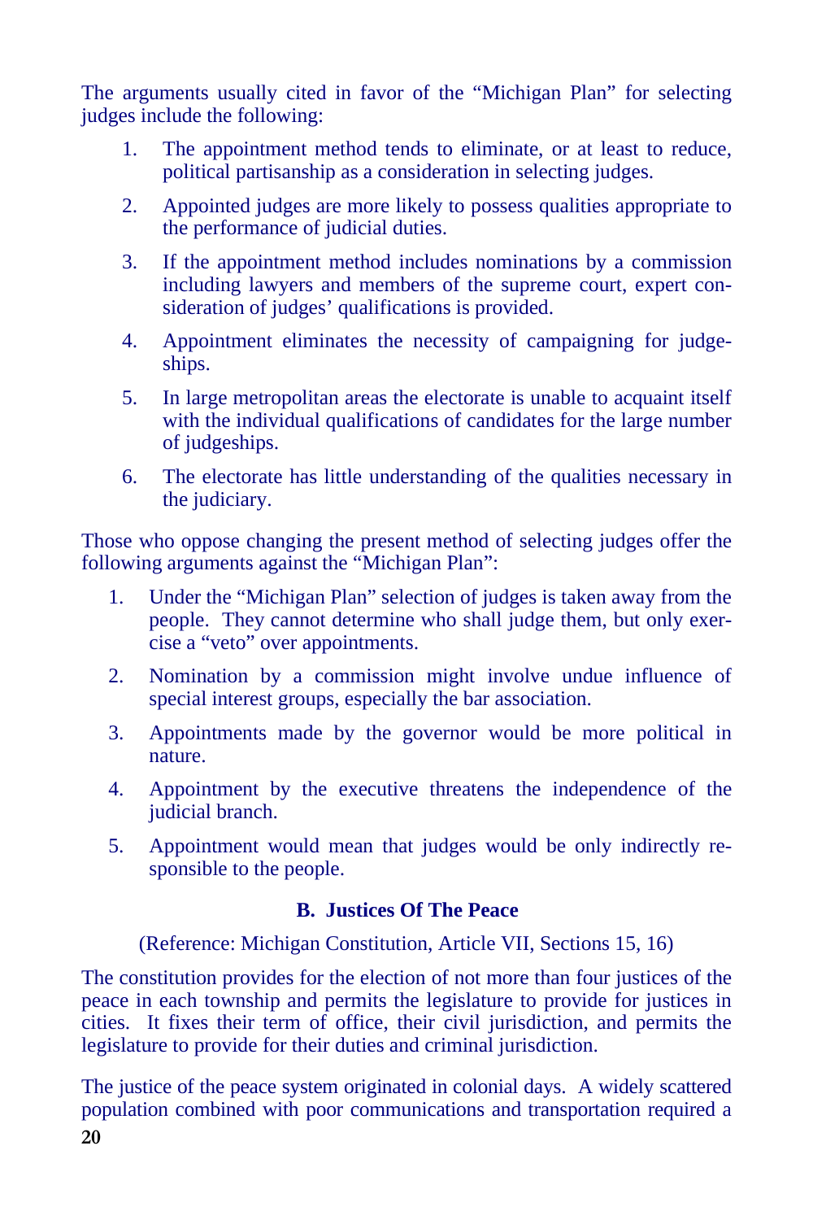The arguments usually cited in favor of the "Michigan Plan" for selecting judges include the following:

1. The appointment method tends to eliminate, or at least to reduce, political partisanship as a consideration in selecting judges.
2. Appointed judges are more likely to possess qualities appropriate to the performance of judicial duties.
3. If the appointment method includes nominations by a commission including lawyers and members of the supreme court, expert consideration of judges' qualifications is provided.
4. Appointment eliminates the necessity of campaigning for judgeships.
5. In large metropolitan areas the electorate is unable to acquaint itself with the individual qualifications of candidates for the large number of judgeships.
6. The electorate has little understanding of the qualities necessary in the judiciary.

Those who oppose changing the present method of selecting judges offer the following arguments against the "Michigan Plan":

1. Under the "Michigan Plan" selection of judges is taken away from the people. They cannot determine who shall judge them, but only exercise a "veto" over appointments.
2. Nomination by a commission might involve undue influence of special interest groups, especially the bar association.
3. Appointments made by the governor would be more political in nature.
4. Appointment by the executive threatens the independence of the judicial branch.
5. Appointment would mean that judges would be only indirectly responsible to the people.

## B. Justices Of The Peace

(Reference: Michigan Constitution, Article VII, Sections 15, 16)

The constitution provides for the election of not more than four justices of the peace in each township and permits the legislature to provide for justices in cities. It fixes their term of office, their civil jurisdiction, and permits the legislature to provide for their duties and criminal jurisdiction.

The justice of the peace system originated in colonial days. A widely scattered population combined with poor communications and transportation required a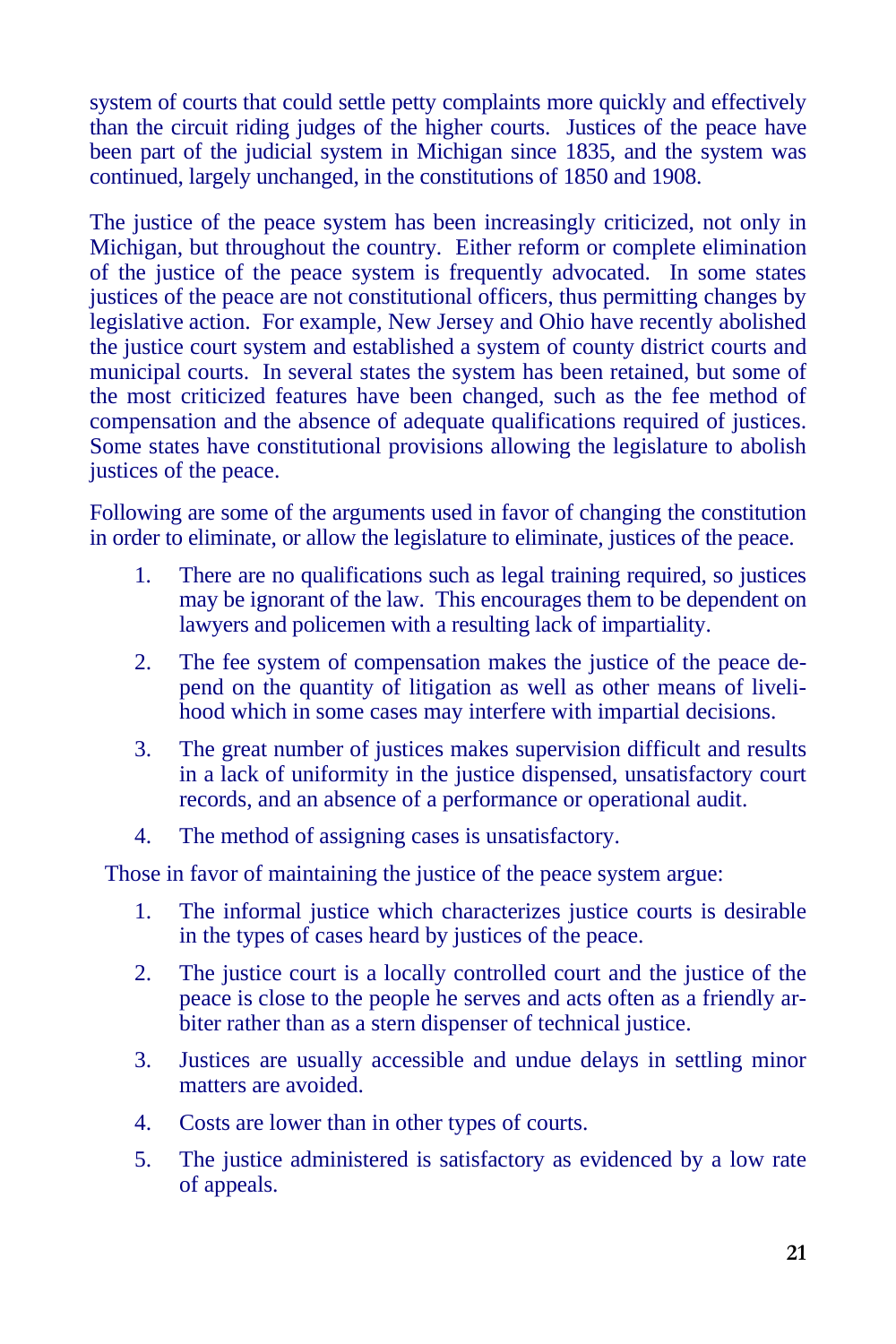system of courts that could settle petty complaints more quickly and effectively than the circuit riding judges of the higher courts. Justices of the peace have been part of the judicial system in Michigan since 1835, and the system was continued, largely unchanged, in the constitutions of 1850 and 1908.

The justice of the peace system has been increasingly criticized, not only in Michigan, but throughout the country. Either reform or complete elimination of the justice of the peace system is frequently advocated. In some states justices of the peace are not constitutional officers, thus permitting changes by legislative action. For example, New Jersey and Ohio have recently abolished the justice court system and established a system of county district courts and municipal courts. In several states the system has been retained, but some of the most criticized features have been changed, such as the fee method of compensation and the absence of adequate qualifications required of justices. Some states have constitutional provisions allowing the legislature to abolish justices of the peace.

Following are some of the arguments used in favor of changing the constitution in order to eliminate, or allow the legislature to eliminate, justices of the peace.

1. There are no qualifications such as legal training required, so justices may be ignorant of the law. This encourages them to be dependent on lawyers and policemen with a resulting lack of impartiality.
2. The fee system of compensation makes the justice of the peace depend on the quantity of litigation as well as other means of livelihood which in some cases may interfere with impartial decisions.
3. The great number of justices makes supervision difficult and results in a lack of uniformity in the justice dispensed, unsatisfactory court records, and an absence of a performance or operational audit.
4. The method of assigning cases is unsatisfactory.

Those in favor of maintaining the justice of the peace system argue:

1. The informal justice which characterizes justice courts is desirable in the types of cases heard by justices of the peace.
2. The justice court is a locally controlled court and the justice of the peace is close to the people he serves and acts often as a friendly arbiter rather than as a stern dispenser of technical justice.
3. Justices are usually accessible and undue delays in settling minor matters are avoided.
4. Costs are lower than in other types of courts.
5. The justice administered is satisfactory as evidenced by a low rate of appeals.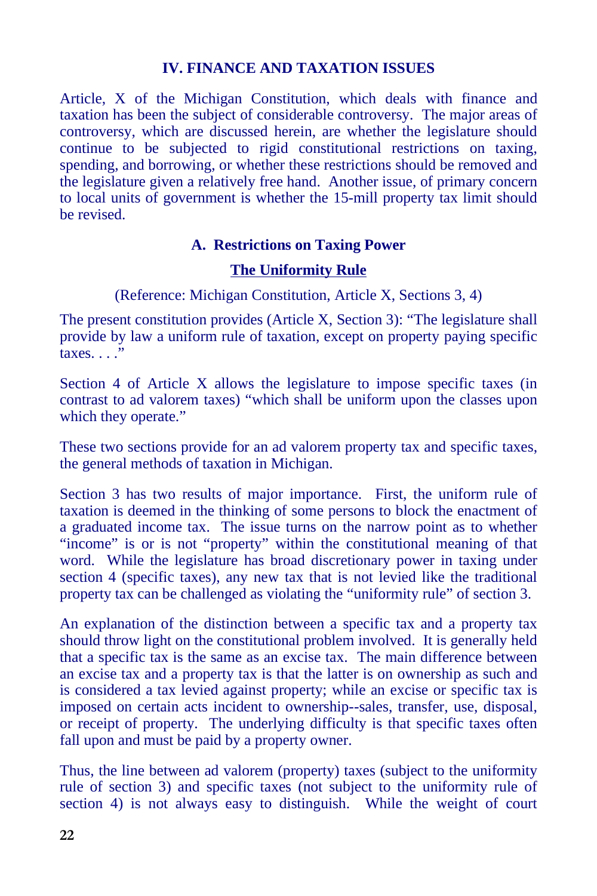## IV. FINANCE AND TAXATION ISSUES

Article, X of the Michigan Constitution, which deals with finance and taxation has been the subject of considerable controversy. The major areas of controversy, which are discussed herein, are whether the legislature should continue to be subjected to rigid constitutional restrictions on taxing, spending, and borrowing, or whether these restrictions should be removed and the legislature given a relatively free hand. Another issue, of primary concern to local units of government is whether the 15-mill property tax limit should be revised.

### A. Restrictions on Taxing Power

#### The Uniformity Rule

(Reference: Michigan Constitution, Article X, Sections 3, 4)

The present constitution provides (Article X, Section 3): "The legislature shall provide by law a uniform rule of taxation, except on property paying specific taxes. . . ."

Section 4 of Article X allows the legislature to impose specific taxes (in contrast to ad valorem taxes) "which shall be uniform upon the classes upon which they operate."

These two sections provide for an ad valorem property tax and specific taxes, the general methods of taxation in Michigan.

Section 3 has two results of major importance. First, the uniform rule of taxation is deemed in the thinking of some persons to block the enactment of a graduated income tax. The issue turns on the narrow point as to whether "income" is or is not "property" within the constitutional meaning of that word. While the legislature has broad discretionary power in taxing under section 4 (specific taxes), any new tax that is not levied like the traditional property tax can be challenged as violating the "uniformity rule" of section 3.

An explanation of the distinction between a specific tax and a property tax should throw light on the constitutional problem involved. It is generally held that a specific tax is the same as an excise tax. The main difference between an excise tax and a property tax is that the latter is on ownership as such and is considered a tax levied against property; while an excise or specific tax is imposed on certain acts incident to ownership--sales, transfer, use, disposal, or receipt of property. The underlying difficulty is that specific taxes often fall upon and must be paid by a property owner.

Thus, the line between ad valorem (property) taxes (subject to the uniformity rule of section 3) and specific taxes (not subject to the uniformity rule of section 4) is not always easy to distinguish. While the weight of court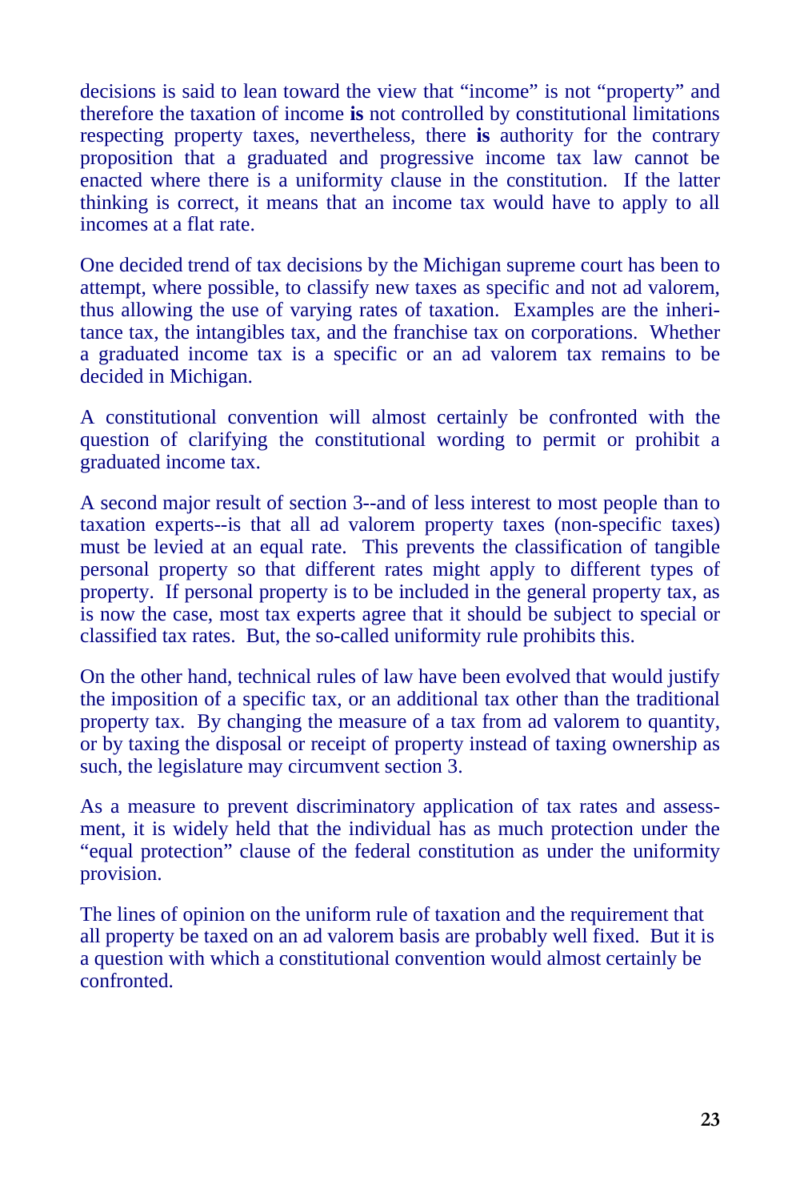decisions is said to lean toward the view that "income" is not "property" and therefore the taxation of income **is** not controlled by constitutional limitations respecting property taxes, nevertheless, there **is** authority for the contrary proposition that a graduated and progressive income tax law cannot be enacted where there is a uniformity clause in the constitution. If the latter thinking is correct, it means that an income tax would have to apply to all incomes at a flat rate.

One decided trend of tax decisions by the Michigan supreme court has been to attempt, where possible, to classify new taxes as specific and not ad valorem, thus allowing the use of varying rates of taxation. Examples are the inheritance tax, the intangibles tax, and the franchise tax on corporations. Whether a graduated income tax is a specific or an ad valorem tax remains to be decided in Michigan.

A constitutional convention will almost certainly be confronted with the question of clarifying the constitutional wording to permit or prohibit a graduated income tax.

A second major result of section 3--and of less interest to most people than to taxation experts--is that all ad valorem property taxes (non-specific taxes) must be levied at an equal rate. This prevents the classification of tangible personal property so that different rates might apply to different types of property. If personal property is to be included in the general property tax, as is now the case, most tax experts agree that it should be subject to special or classified tax rates. But, the so-called uniformity rule prohibits this.

On the other hand, technical rules of law have been evolved that would justify the imposition of a specific tax, or an additional tax other than the traditional property tax. By changing the measure of a tax from ad valorem to quantity, or by taxing the disposal or receipt of property instead of taxing ownership as such, the legislature may circumvent section 3.

As a measure to prevent discriminatory application of tax rates and assessment, it is widely held that the individual has as much protection under the "equal protection" clause of the federal constitution as under the uniformity provision.

The lines of opinion on the uniform rule of taxation and the requirement that all property be taxed on an ad valorem basis are probably well fixed. But it is a question with which a constitutional convention would almost certainly be confronted.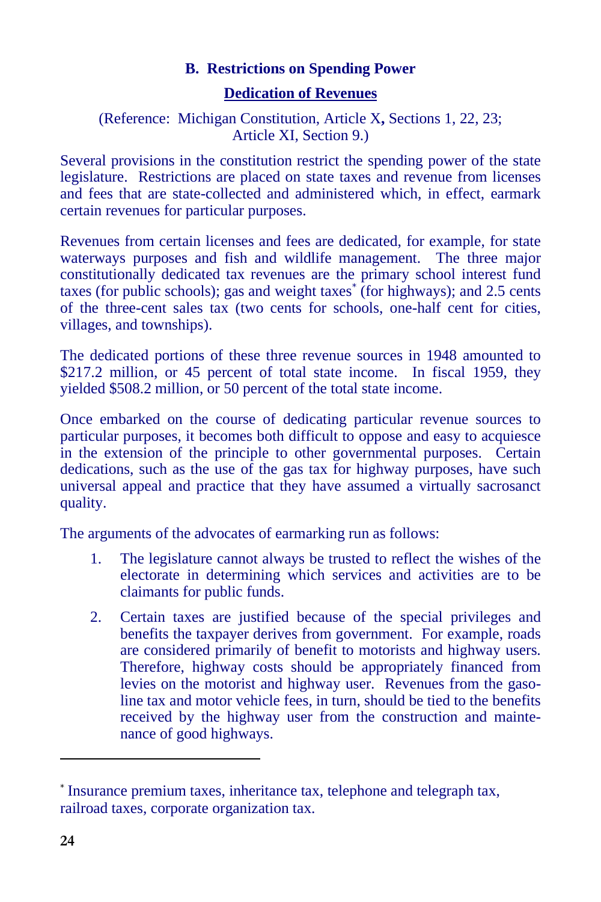### B. Restrictions on Spending Power

#### Dedication of Revenues

(Reference: Michigan Constitution, Article X, Sections 1, 22, 23; Article XI, Section 9.)

Several provisions in the constitution restrict the spending power of the state legislature. Restrictions are placed on state taxes and revenue from licenses and fees that are state-collected and administered which, in effect, earmark certain revenues for particular purposes.

Revenues from certain licenses and fees are dedicated, for example, for state waterways purposes and fish and wildlife management. The three major constitutionally dedicated tax revenues are the primary school interest fund taxes (for public schools); gas and weight taxes* (for highways); and 2.5 cents of the three-cent sales tax (two cents for schools, one-half cent for cities, villages, and townships).

The dedicated portions of these three revenue sources in 1948 amounted to $217.2 million, or 45 percent of total state income. In fiscal 1959, they yielded $508.2 million, or 50 percent of the total state income.

Once embarked on the course of dedicating particular revenue sources to particular purposes, it becomes both difficult to oppose and easy to acquiesce in the extension of the principle to other governmental purposes. Certain dedications, such as the use of the gas tax for highway purposes, have such universal appeal and practice that they have assumed a virtually sacrosanct quality.

The arguments of the advocates of earmarking run as follows:

1. The legislature cannot always be trusted to reflect the wishes of the electorate in determining which services and activities are to be claimants for public funds.
2. Certain taxes are justified because of the special privileges and benefits the taxpayer derives from government. For example, roads are considered primarily of benefit to motorists and highway users. Therefore, highway costs should be appropriately financed from levies on the motorist and highway user. Revenues from the gasoline tax and motor vehicle fees, in turn, should be tied to the benefits received by the highway user from the construction and maintenance of good highways.

---

* Insurance premium taxes, inheritance tax, telephone and telegraph tax, railroad taxes, corporate organization tax.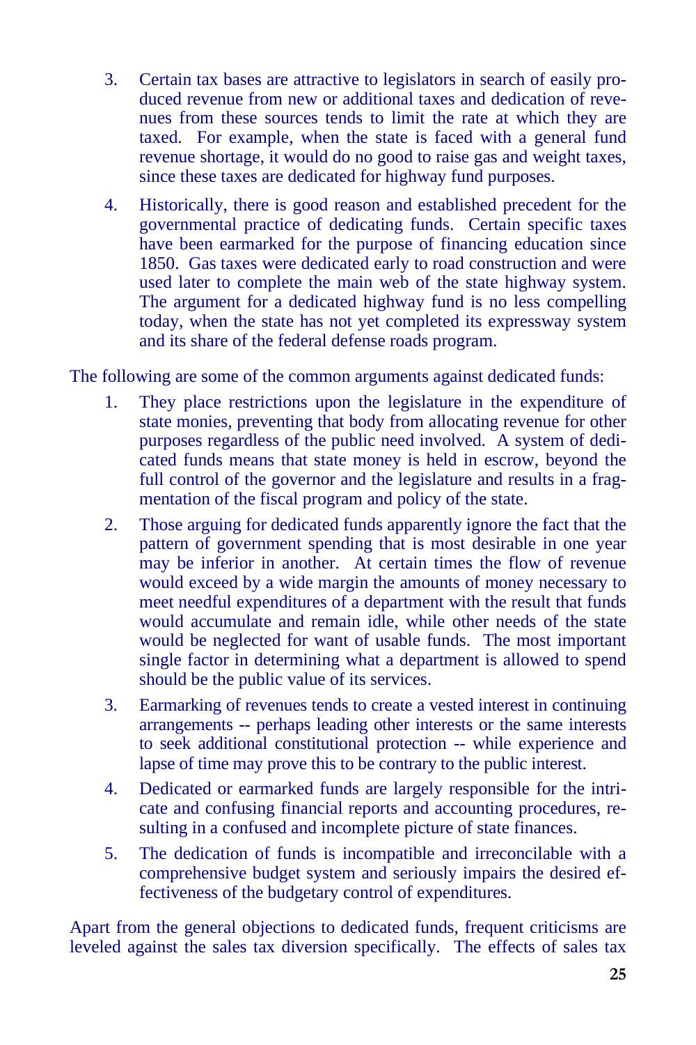3. Certain tax bases are attractive to legislators in search of easily produced revenue from new or additional taxes and dedication of revenues from these sources tends to limit the rate at which they are taxed. For example, when the state is faced with a general fund revenue shortage, it would do no good to raise gas and weight taxes, since these taxes are dedicated for highway fund purposes.

4. Historically, there is good reason and established precedent for the governmental practice of dedicating funds. Certain specific taxes have been earmarked for the purpose of financing education since 1850. Gas taxes were dedicated early to road construction and were used later to complete the main web of the state highway system. The argument for a dedicated highway fund is no less compelling today, when the state has not yet completed its expressway system and its share of the federal defense roads program.

The following are some of the common arguments against dedicated funds:

1. They place restrictions upon the legislature in the expenditure of state monies, preventing that body from allocating revenue for other purposes regardless of the public need involved. A system of dedicated funds means that state money is held in escrow, beyond the full control of the governor and the legislature and results in a fragmentation of the fiscal program and policy of the state.

2. Those arguing for dedicated funds apparently ignore the fact that the pattern of government spending that is most desirable in one year may be inferior in another. At certain times the flow of revenue would exceed by a wide margin the amounts of money necessary to meet needful expenditures of a department with the result that funds would accumulate and remain idle, while other needs of the state would be neglected for want of usable funds. The most important single factor in determining what a department is allowed to spend should be the public value of its services.

3. Earmarking of revenues tends to create a vested interest in continuing arrangements -- perhaps leading other interests or the same interests to seek additional constitutional protection -- while experience and lapse of time may prove this to be contrary to the public interest.

4. Dedicated or earmarked funds are largely responsible for the intricate and confusing financial reports and accounting procedures, resulting in a confused and incomplete picture of state finances.

5. The dedication of funds is incompatible and irreconcilable with a comprehensive budget system and seriously impairs the desired effectiveness of the budgetary control of expenditures.

Apart from the general objections to dedicated funds, frequent criticisms are leveled against the sales tax diversion specifically. The effects of sales tax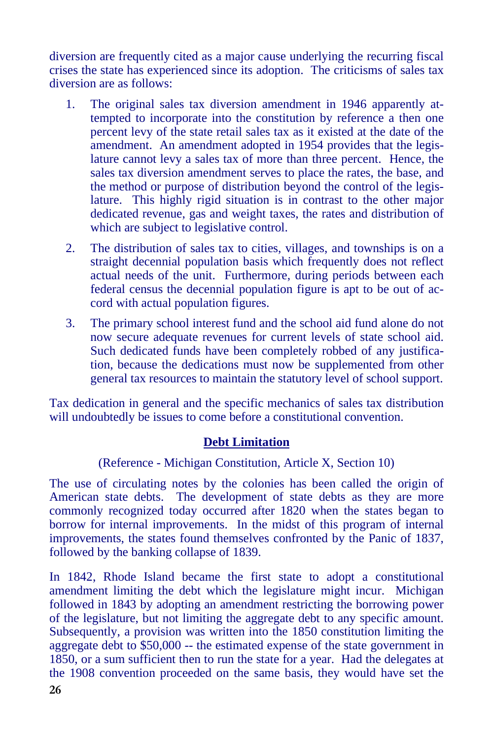diversion are frequently cited as a major cause underlying the recurring fiscal crises the state has experienced since its adoption. The criticisms of sales tax diversion are as follows:

1. The original sales tax diversion amendment in 1946 apparently attempted to incorporate into the constitution by reference a then one percent levy of the state retail sales tax as it existed at the date of the amendment. An amendment adopted in 1954 provides that the legislature cannot levy a sales tax of more than three percent. Hence, the sales tax diversion amendment serves to place the rates, the base, and the method or purpose of distribution beyond the control of the legislature. This highly rigid situation is in contrast to the other major dedicated revenue, gas and weight taxes, the rates and distribution of which are subject to legislative control.

2. The distribution of sales tax to cities, villages, and townships is on a straight decennial population basis which frequently does not reflect actual needs of the unit. Furthermore, during periods between each federal census the decennial population figure is apt to be out of accord with actual population figures.

3. The primary school interest fund and the school aid fund alone do not now secure adequate revenues for current levels of state school aid. Such dedicated funds have been completely robbed of any justification, because the dedications must now be supplemented from other general tax resources to maintain the statutory level of school support.

Tax dedication in general and the specific mechanics of sales tax distribution will undoubtedly be issues to come before a constitutional convention.

## Debt Limitation

(Reference - Michigan Constitution, Article X, Section 10)

The use of circulating notes by the colonies has been called the origin of American state debts. The development of state debts as they are more commonly recognized today occurred after 1820 when the states began to borrow for internal improvements. In the midst of this program of internal improvements, the states found themselves confronted by the Panic of 1837, followed by the banking collapse of 1839.

In 1842, Rhode Island became the first state to adopt a constitutional amendment limiting the debt which the legislature might incur. Michigan followed in 1843 by adopting an amendment restricting the borrowing power of the legislature, but not limiting the aggregate debt to any specific amount. Subsequently, a provision was written into the 1850 constitution limiting the aggregate debt to $50,000 -- the estimated expense of the state government in 1850, or a sum sufficient then to run the state for a year. Had the delegates at the 1908 convention proceeded on the same basis, they would have set the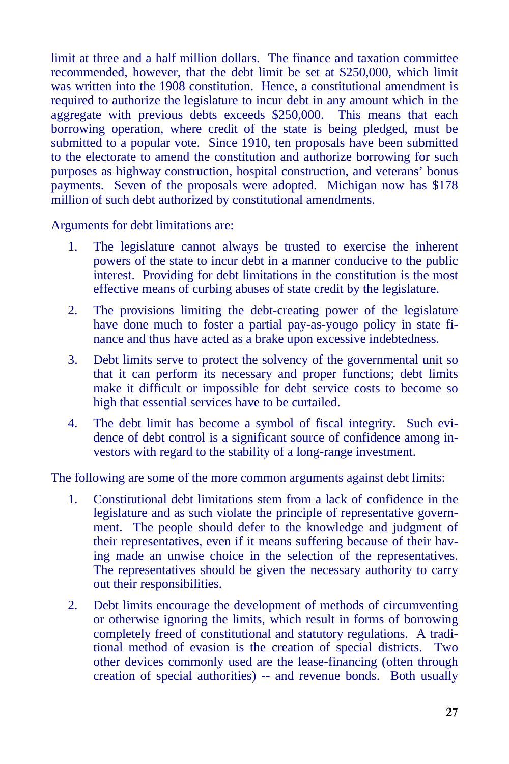limit at three and a half million dollars. The finance and taxation committee recommended, however, that the debt limit be set at $250,000, which limit was written into the 1908 constitution. Hence, a constitutional amendment is required to authorize the legislature to incur debt in any amount which in the aggregate with previous debts exceeds $250,000. This means that each borrowing operation, where credit of the state is being pledged, must be submitted to a popular vote. Since 1910, ten proposals have been submitted to the electorate to amend the constitution and authorize borrowing for such purposes as highway construction, hospital construction, and veterans' bonus payments. Seven of the proposals were adopted. Michigan now has $178 million of such debt authorized by constitutional amendments.

Arguments for debt limitations are:

1. The legislature cannot always be trusted to exercise the inherent powers of the state to incur debt in a manner conducive to the public interest. Providing for debt limitations in the constitution is the most effective means of curbing abuses of state credit by the legislature.

2. The provisions limiting the debt-creating power of the legislature have done much to foster a partial pay-as-yougo policy in state finance and thus have acted as a brake upon excessive indebtedness.

3. Debt limits serve to protect the solvency of the governmental unit so that it can perform its necessary and proper functions; debt limits make it difficult or impossible for debt service costs to become so high that essential services have to be curtailed.

4. The debt limit has become a symbol of fiscal integrity. Such evidence of debt control is a significant source of confidence among investors with regard to the stability of a long-range investment.

The following are some of the more common arguments against debt limits:

1. Constitutional debt limitations stem from a lack of confidence in the legislature and as such violate the principle of representative government. The people should defer to the knowledge and judgment of their representatives, even if it means suffering because of their having made an unwise choice in the selection of the representatives. The representatives should be given the necessary authority to carry out their responsibilities.

2. Debt limits encourage the development of methods of circumventing or otherwise ignoring the limits, which result in forms of borrowing completely freed of constitutional and statutory regulations. A traditional method of evasion is the creation of special districts. Two other devices commonly used are the lease-financing (often through creation of special authorities) -- and revenue bonds. Both usually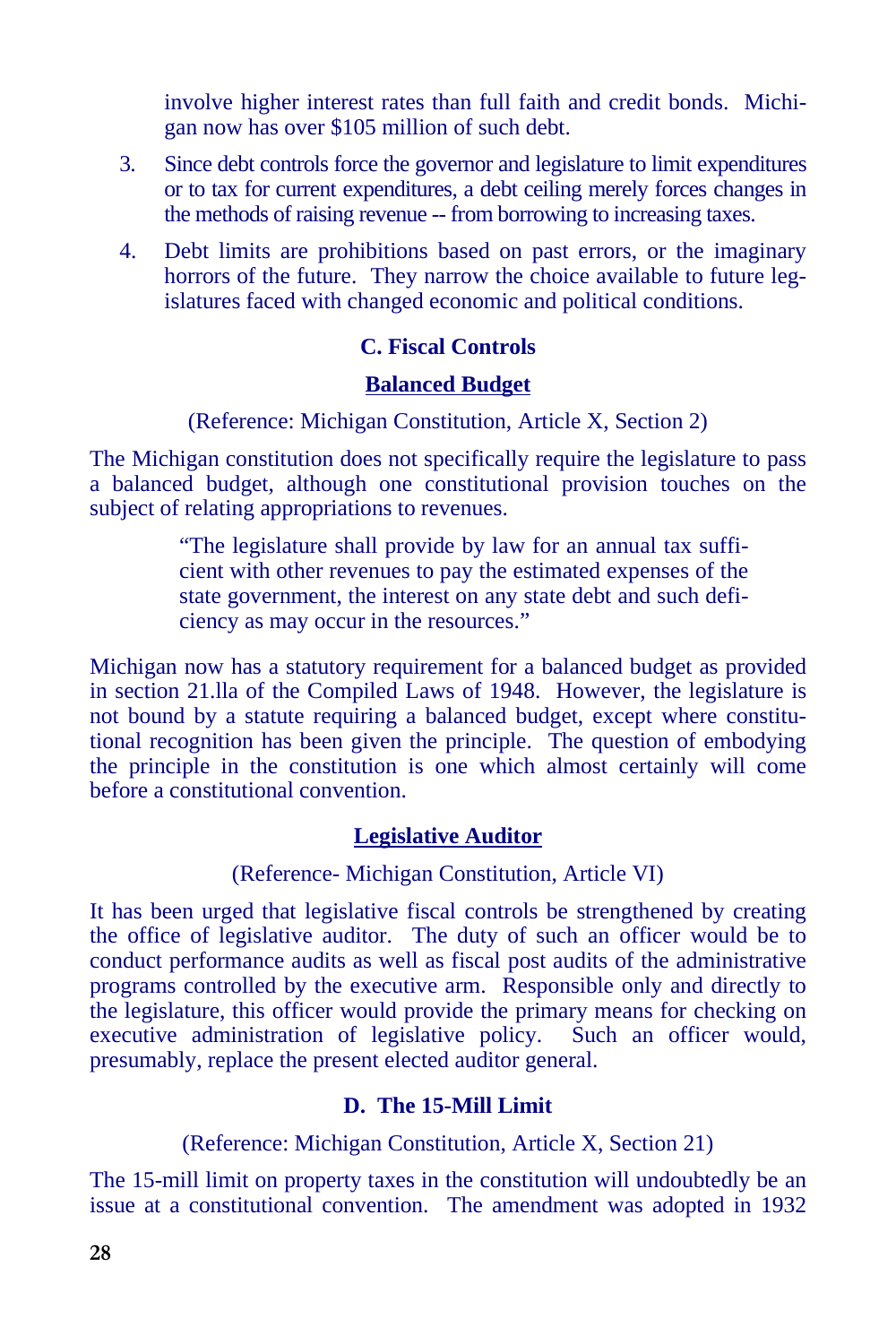involve higher interest rates than full faith and credit bonds. Michigan now has over $105 million of such debt.

3. Since debt controls force the governor and legislature to limit expenditures or to tax for current expenditures, a debt ceiling merely forces changes in the methods of raising revenue -- from borrowing to increasing taxes.

4. Debt limits are prohibitions based on past errors, or the imaginary horrors of the future. They narrow the choice available to future legislatures faced with changed economic and political conditions.

### C. Fiscal Controls

#### Balanced Budget

(Reference: Michigan Constitution, Article X, Section 2)

The Michigan constitution does not specifically require the legislature to pass a balanced budget, although one constitutional provision touches on the subject of relating appropriations to revenues.

> "The legislature shall provide by law for an annual tax sufficient with other revenues to pay the estimated expenses of the state government, the interest on any state debt and such deficiency as may occur in the resources."

Michigan now has a statutory requirement for a balanced budget as provided in section 21.lla of the Compiled Laws of 1948. However, the legislature is not bound by a statute requiring a balanced budget, except where constitutional recognition has been given the principle. The question of embodying the principle in the constitution is one which almost certainly will come before a constitutional convention.

#### Legislative Auditor

(Reference- Michigan Constitution, Article VI)

It has been urged that legislative fiscal controls be strengthened by creating the office of legislative auditor. The duty of such an officer would be to conduct performance audits as well as fiscal post audits of the administrative programs controlled by the executive arm. Responsible only and directly to the legislature, this officer would provide the primary means for checking on executive administration of legislative policy. Such an officer would, presumably, replace the present elected auditor general.

### D. The 15-Mill Limit

(Reference: Michigan Constitution, Article X, Section 21)

The 15-mill limit on property taxes in the constitution will undoubtedly be an issue at a constitutional convention. The amendment was adopted in 1932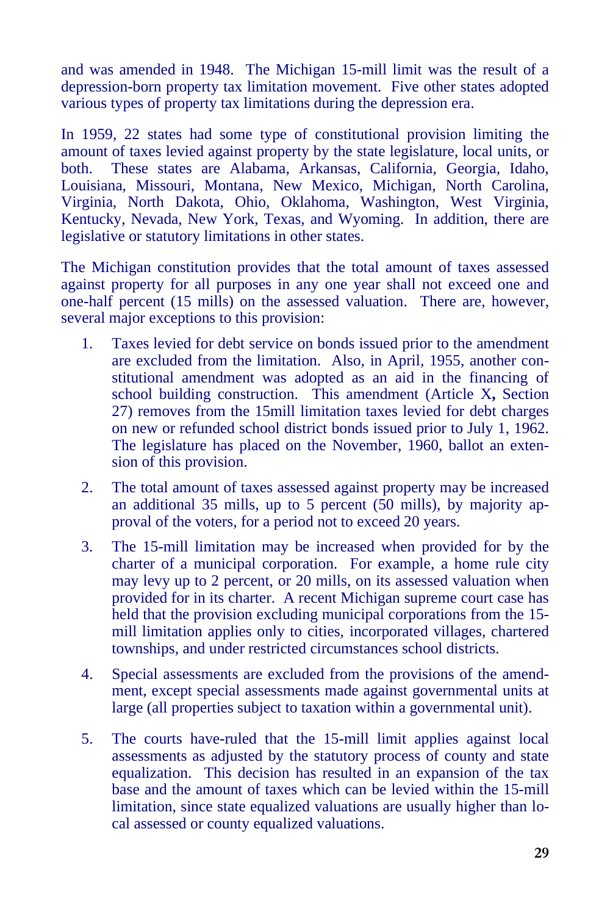and was amended in 1948. The Michigan 15-mill limit was the result of a depression-born property tax limitation movement. Five other states adopted various types of property tax limitations during the depression era.

In 1959, 22 states had some type of constitutional provision limiting the amount of taxes levied against property by the state legislature, local units, or both. These states are Alabama, Arkansas, California, Georgia, Idaho, Louisiana, Missouri, Montana, New Mexico, Michigan, North Carolina, Virginia, North Dakota, Ohio, Oklahoma, Washington, West Virginia, Kentucky, Nevada, New York, Texas, and Wyoming. In addition, there are legislative or statutory limitations in other states.

The Michigan constitution provides that the total amount of taxes assessed against property for all purposes in any one year shall not exceed one and one-half percent (15 mills) on the assessed valuation. There are, however, several major exceptions to this provision:

1. Taxes levied for debt service on bonds issued prior to the amendment are excluded from the limitation. Also, in April, 1955, another constitutional amendment was adopted as an aid in the financing of school building construction. This amendment (Article X**,** Section 27) removes from the 15mill limitation taxes levied for debt charges on new or refunded school district bonds issued prior to July 1, 1962. The legislature has placed on the November, 1960, ballot an extension of this provision.

2. The total amount of taxes assessed against property may be increased an additional 35 mills, up to 5 percent (50 mills), by majority approval of the voters, for a period not to exceed 20 years.

3. The 15-mill limitation may be increased when provided for by the charter of a municipal corporation. For example, a home rule city may levy up to 2 percent, or 20 mills, on its assessed valuation when provided for in its charter. A recent Michigan supreme court case has held that the provision excluding municipal corporations from the 15-mill limitation applies only to cities, incorporated villages, chartered townships, and under restricted circumstances school districts.

4. Special assessments are excluded from the provisions of the amendment, except special assessments made against governmental units at large (all properties subject to taxation within a governmental unit).

5. The courts have-ruled that the 15-mill limit applies against local assessments as adjusted by the statutory process of county and state equalization. This decision has resulted in an expansion of the tax base and the amount of taxes which can be levied within the 15-mill limitation, since state equalized valuations are usually higher than local assessed or county equalized valuations.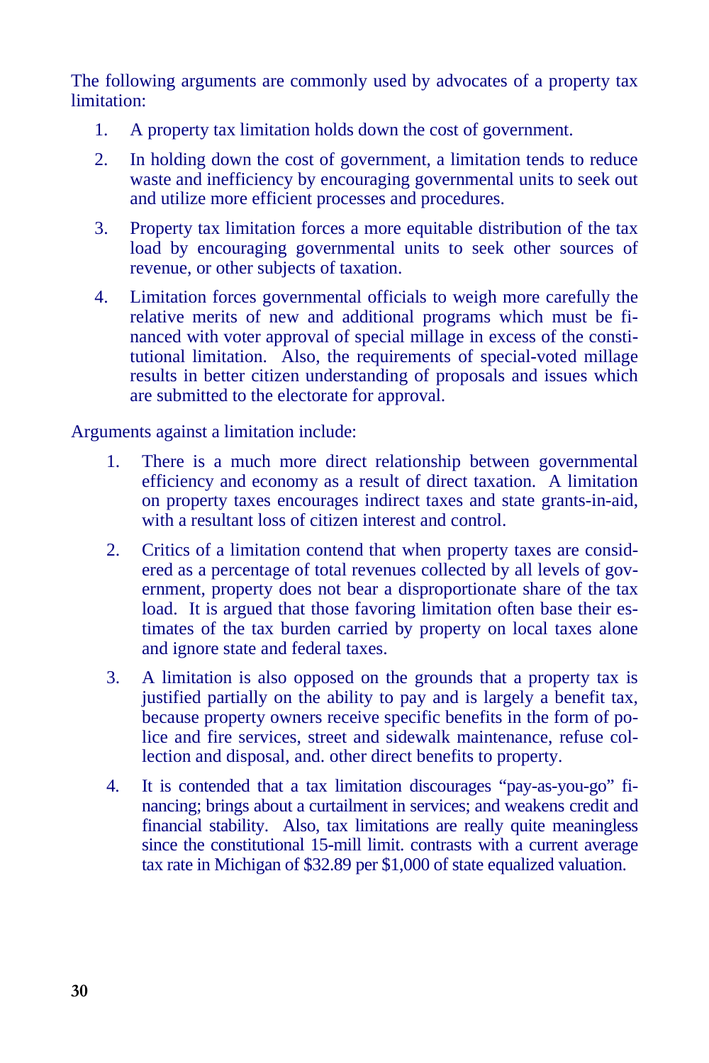The following arguments are commonly used by advocates of a property tax limitation:

1. A property tax limitation holds down the cost of government.
2. In holding down the cost of government, a limitation tends to reduce waste and inefficiency by encouraging governmental units to seek out and utilize more efficient processes and procedures.
3. Property tax limitation forces a more equitable distribution of the tax load by encouraging governmental units to seek other sources of revenue, or other subjects of taxation.
4. Limitation forces governmental officials to weigh more carefully the relative merits of new and additional programs which must be financed with voter approval of special millage in excess of the constitutional limitation. Also, the requirements of special-voted millage results in better citizen understanding of proposals and issues which are submitted to the electorate for approval.

Arguments against a limitation include:

1. There is a much more direct relationship between governmental efficiency and economy as a result of direct taxation. A limitation on property taxes encourages indirect taxes and state grants-in-aid, with a resultant loss of citizen interest and control.
2. Critics of a limitation contend that when property taxes are considered as a percentage of total revenues collected by all levels of government, property does not bear a disproportionate share of the tax load. It is argued that those favoring limitation often base their estimates of the tax burden carried by property on local taxes alone and ignore state and federal taxes.
3. A limitation is also opposed on the grounds that a property tax is justified partially on the ability to pay and is largely a benefit tax, because property owners receive specific benefits in the form of police and fire services, street and sidewalk maintenance, refuse collection and disposal, and. other direct benefits to property.
4. It is contended that a tax limitation discourages "pay-as-you-go" financing; brings about a curtailment in services; and weakens credit and financial stability. Also, tax limitations are really quite meaningless since the constitutional 15-mill limit. contrasts with a current average tax rate in Michigan of $32.89 per $1,000 of state equalized valuation.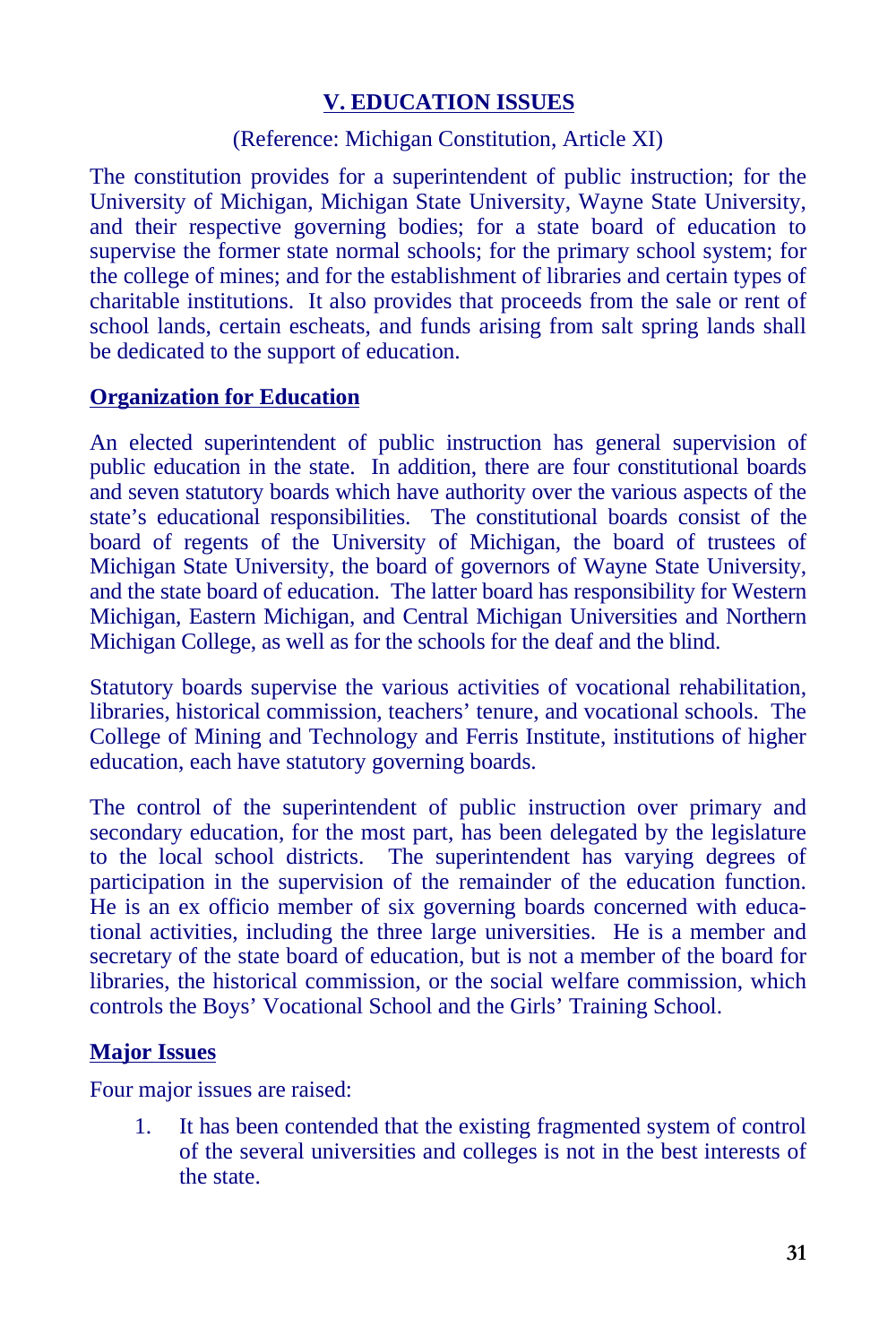## V. EDUCATION ISSUES

(Reference: Michigan Constitution, Article XI)

The constitution provides for a superintendent of public instruction; for the University of Michigan, Michigan State University, Wayne State University, and their respective governing bodies; for a state board of education to supervise the former state normal schools; for the primary school system; for the college of mines; and for the establishment of libraries and certain types of charitable institutions. It also provides that proceeds from the sale or rent of school lands, certain escheats, and funds arising from salt spring lands shall be dedicated to the support of education.

### Organization for Education

An elected superintendent of public instruction has general supervision of public education in the state. In addition, there are four constitutional boards and seven statutory boards which have authority over the various aspects of the state's educational responsibilities. The constitutional boards consist of the board of regents of the University of Michigan, the board of trustees of Michigan State University, the board of governors of Wayne State University, and the state board of education. The latter board has responsibility for Western Michigan, Eastern Michigan, and Central Michigan Universities and Northern Michigan College, as well as for the schools for the deaf and the blind.

Statutory boards supervise the various activities of vocational rehabilitation, libraries, historical commission, teachers' tenure, and vocational schools. The College of Mining and Technology and Ferris Institute, institutions of higher education, each have statutory governing boards.

The control of the superintendent of public instruction over primary and secondary education, for the most part, has been delegated by the legislature to the local school districts. The superintendent has varying degrees of participation in the supervision of the remainder of the education function. He is an ex officio member of six governing boards concerned with educational activities, including the three large universities. He is a member and secretary of the state board of education, but is not a member of the board for libraries, the historical commission, or the social welfare commission, which controls the Boys' Vocational School and the Girls' Training School.

### Major Issues

Four major issues are raised:

1. It has been contended that the existing fragmented system of control of the several universities and colleges is not in the best interests of the state.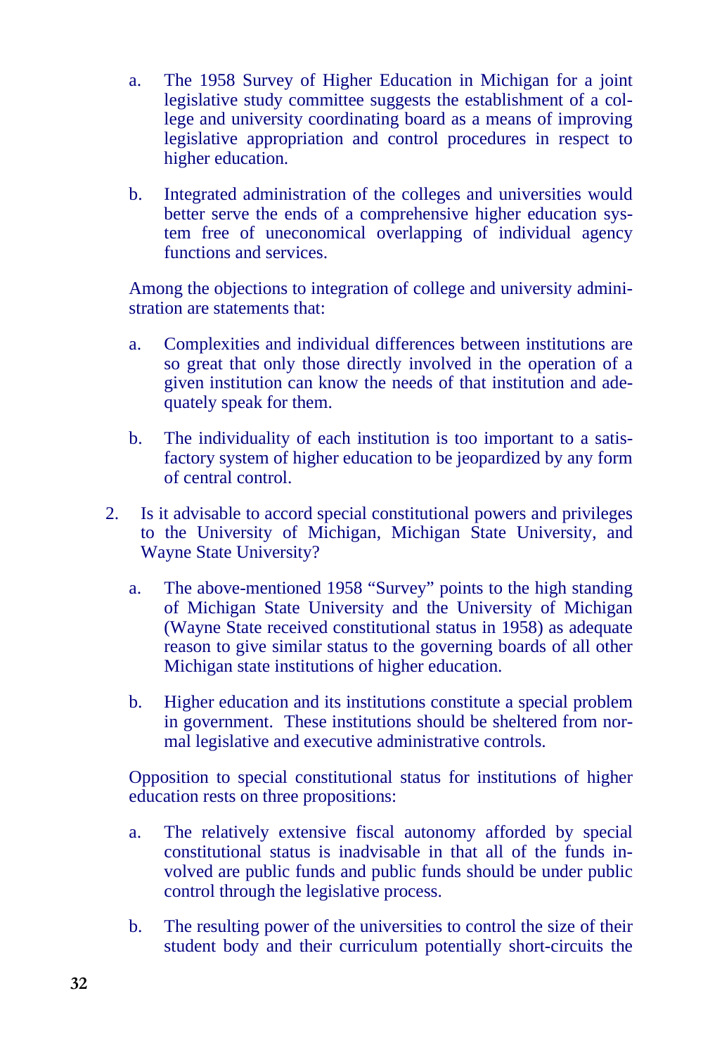a. The 1958 Survey of Higher Education in Michigan for a joint legislative study committee suggests the establishment of a college and university coordinating board as a means of improving legislative appropriation and control procedures in respect to higher education.

b. Integrated administration of the colleges and universities would better serve the ends of a comprehensive higher education system free of uneconomical overlapping of individual agency functions and services.

Among the objections to integration of college and university administration are statements that:

a. Complexities and individual differences between institutions are so great that only those directly involved in the operation of a given institution can know the needs of that institution and adequately speak for them.

b. The individuality of each institution is too important to a satisfactory system of higher education to be jeopardized by any form of central control.

2. Is it advisable to accord special constitutional powers and privileges to the University of Michigan, Michigan State University, and Wayne State University?

   a. The above-mentioned 1958 "Survey" points to the high standing of Michigan State University and the University of Michigan (Wayne State received constitutional status in 1958) as adequate reason to give similar status to the governing boards of all other Michigan state institutions of higher education.

   b. Higher education and its institutions constitute a special problem in government. These institutions should be sheltered from normal legislative and executive administrative controls.

   Opposition to special constitutional status for institutions of higher education rests on three propositions:

   a. The relatively extensive fiscal autonomy afforded by special constitutional status is inadvisable in that all of the funds involved are public funds and public funds should be under public control through the legislative process.

   b. The resulting power of the universities to control the size of their student body and their curriculum potentially short-circuits the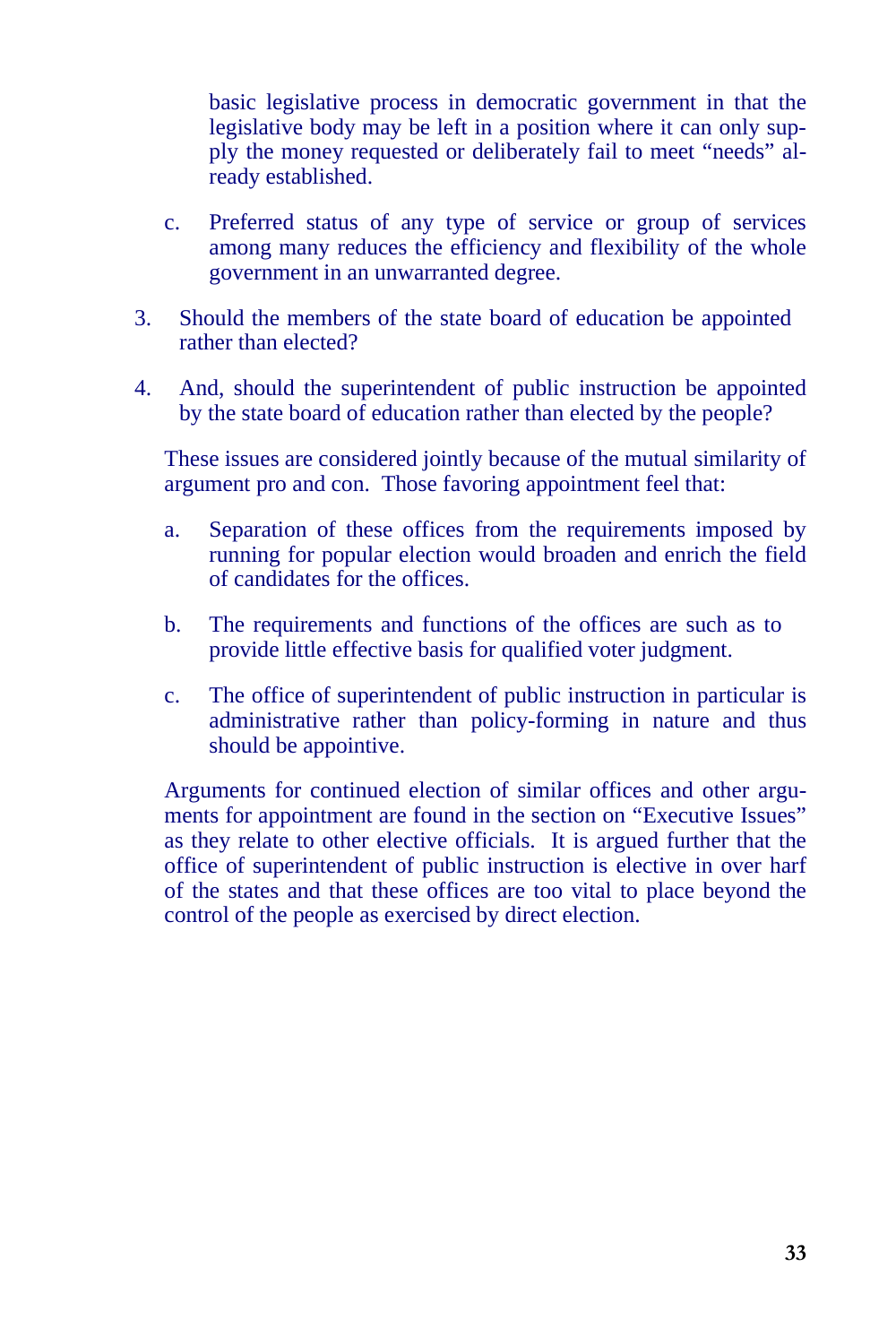basic legislative process in democratic government in that the legislative body may be left in a position where it can only supply the money requested or deliberately fail to meet "needs" already established.

c. Preferred status of any type of service or group of services among many reduces the efficiency and flexibility of the whole government in an unwarranted degree.

3. Should the members of the state board of education be appointed rather than elected?

4. And, should the superintendent of public instruction be appointed by the state board of education rather than elected by the people?

These issues are considered jointly because of the mutual similarity of argument pro and con. Those favoring appointment feel that:

a. Separation of these offices from the requirements imposed by running for popular election would broaden and enrich the field of candidates for the offices.

b. The requirements and functions of the offices are such as to provide little effective basis for qualified voter judgment.

c. The office of superintendent of public instruction in particular is administrative rather than policy-forming in nature and thus should be appointive.

Arguments for continued election of similar offices and other arguments for appointment are found in the section on "Executive Issues" as they relate to other elective officials. It is argued further that the office of superintendent of public instruction is elective in over harf of the states and that these offices are too vital to place beyond the control of the people as exercised by direct election.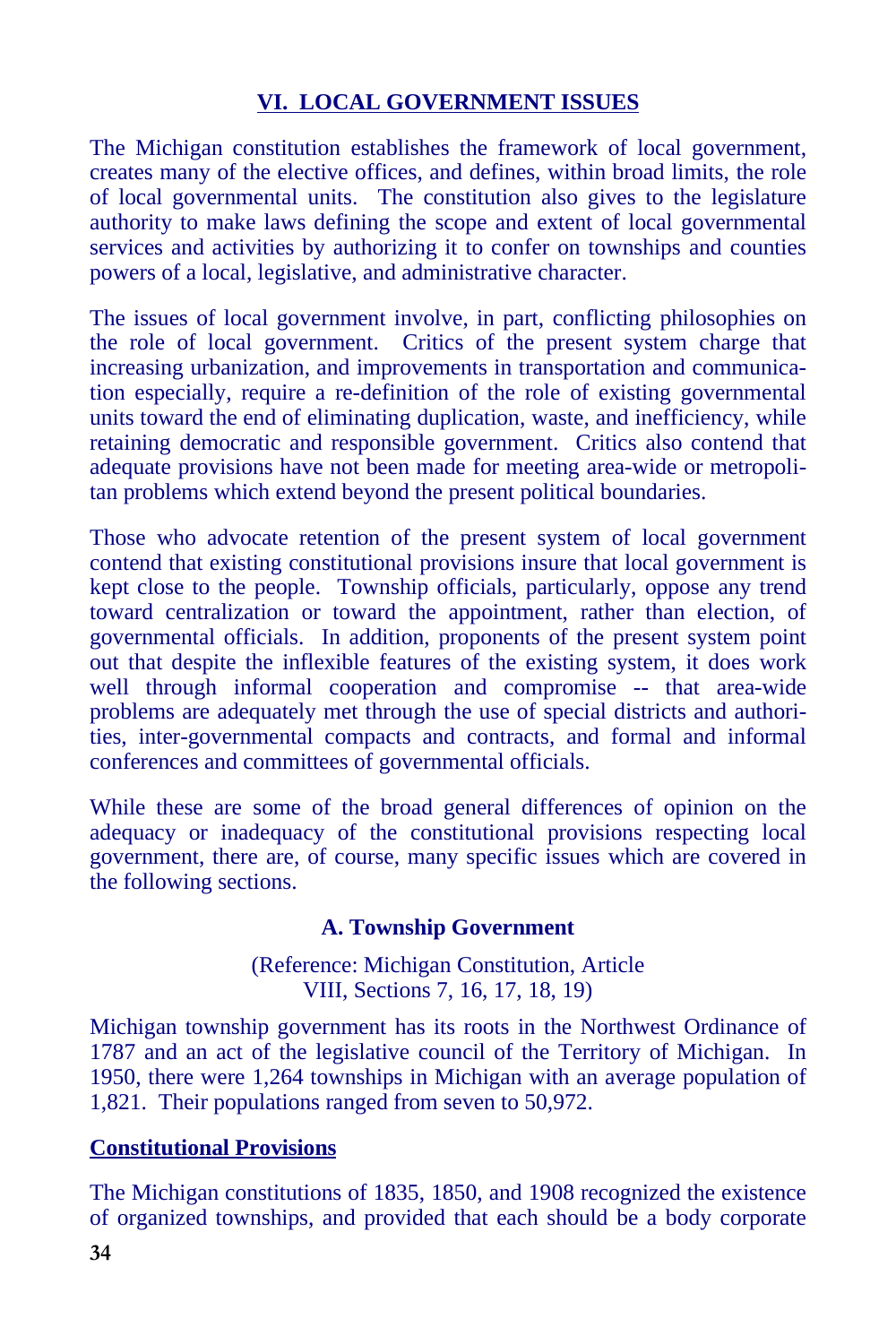## VI. LOCAL GOVERNMENT ISSUES

The Michigan constitution establishes the framework of local government, creates many of the elective offices, and defines, within broad limits, the role of local governmental units. The constitution also gives to the legislature authority to make laws defining the scope and extent of local governmental services and activities by authorizing it to confer on townships and counties powers of a local, legislative, and administrative character.

The issues of local government involve, in part, conflicting philosophies on the role of local government. Critics of the present system charge that increasing urbanization, and improvements in transportation and communication especially, require a re-definition of the role of existing governmental units toward the end of eliminating duplication, waste, and inefficiency, while retaining democratic and responsible government. Critics also contend that adequate provisions have not been made for meeting area-wide or metropolitan problems which extend beyond the present political boundaries.

Those who advocate retention of the present system of local government contend that existing constitutional provisions insure that local government is kept close to the people. Township officials, particularly, oppose any trend toward centralization or toward the appointment, rather than election, of governmental officials. In addition, proponents of the present system point out that despite the inflexible features of the existing system, it does work well through informal cooperation and compromise -- that area-wide problems are adequately met through the use of special districts and authorities, inter-governmental compacts and contracts, and formal and informal conferences and committees of governmental officials.

While these are some of the broad general differences of opinion on the adequacy or inadequacy of the constitutional provisions respecting local government, there are, of course, many specific issues which are covered in the following sections.

### A. Township Government

(Reference: Michigan Constitution, Article VIII, Sections 7, 16, 17, 18, 19)

Michigan township government has its roots in the Northwest Ordinance of 1787 and an act of the legislative council of the Territory of Michigan. In 1950, there were 1,264 townships in Michigan with an average population of 1,821. Their populations ranged from seven to 50,972.

#### Constitutional Provisions

The Michigan constitutions of 1835, 1850, and 1908 recognized the existence of organized townships, and provided that each should be a body corporate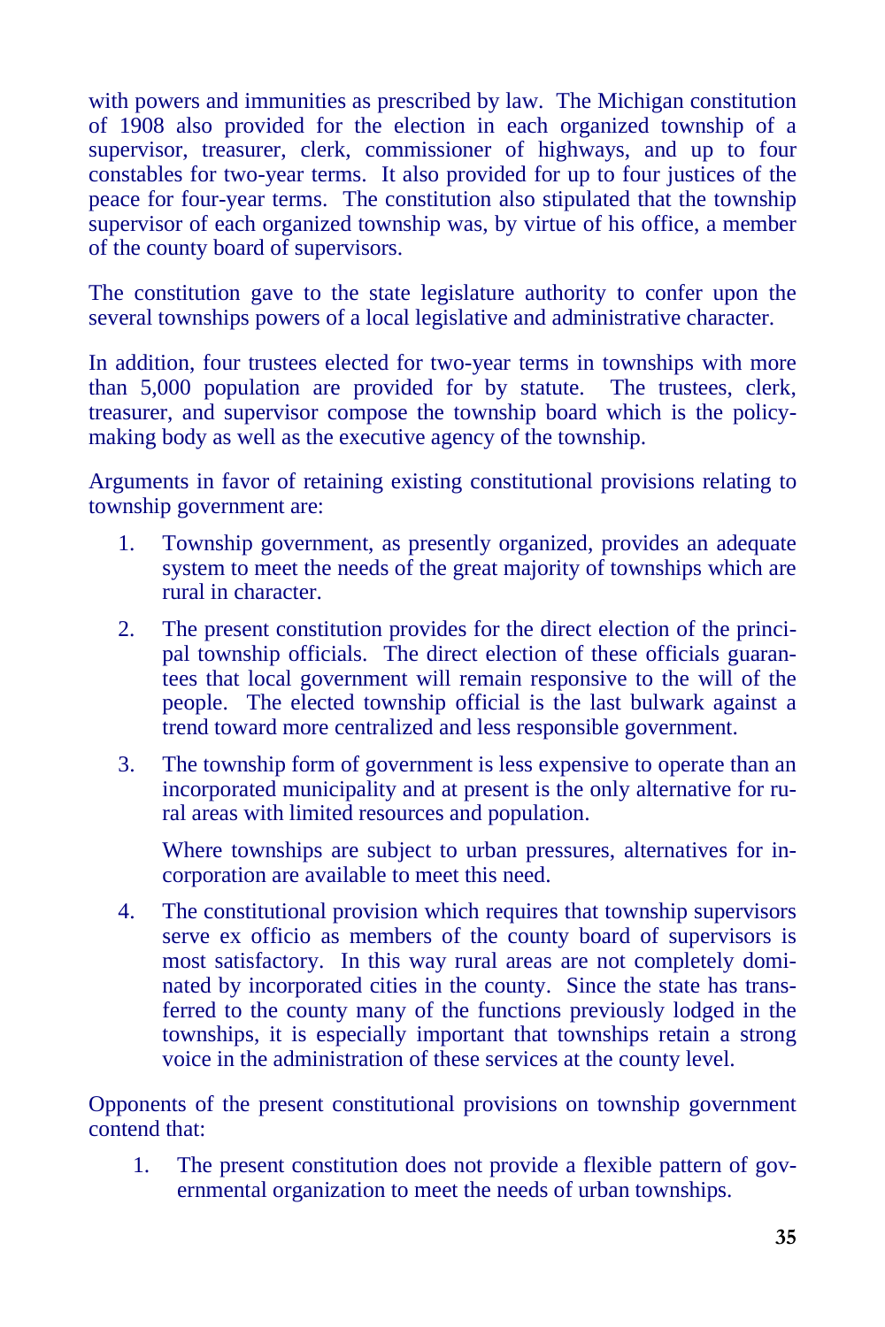with powers and immunities as prescribed by law. The Michigan constitution of 1908 also provided for the election in each organized township of a supervisor, treasurer, clerk, commissioner of highways, and up to four constables for two-year terms. It also provided for up to four justices of the peace for four-year terms. The constitution also stipulated that the township supervisor of each organized township was, by virtue of his office, a member of the county board of supervisors.

The constitution gave to the state legislature authority to confer upon the several townships powers of a local legislative and administrative character.

In addition, four trustees elected for two-year terms in townships with more than 5,000 population are provided for by statute. The trustees, clerk, treasurer, and supervisor compose the township board which is the policy-making body as well as the executive agency of the township.

Arguments in favor of retaining existing constitutional provisions relating to township government are:

1. Township government, as presently organized, provides an adequate system to meet the needs of the great majority of townships which are rural in character.

2. The present constitution provides for the direct election of the principal township officials. The direct election of these officials guarantees that local government will remain responsive to the will of the people. The elected township official is the last bulwark against a trend toward more centralized and less responsible government.

3. The township form of government is less expensive to operate than an incorporated municipality and at present is the only alternative for rural areas with limited resources and population.

   Where townships are subject to urban pressures, alternatives for incorporation are available to meet this need.

4. The constitutional provision which requires that township supervisors serve ex officio as members of the county board of supervisors is most satisfactory. In this way rural areas are not completely dominated by incorporated cities in the county. Since the state has transferred to the county many of the functions previously lodged in the townships, it is especially important that townships retain a strong voice in the administration of these services at the county level.

Opponents of the present constitutional provisions on township government contend that:

1. The present constitution does not provide a flexible pattern of governmental organization to meet the needs of urban townships.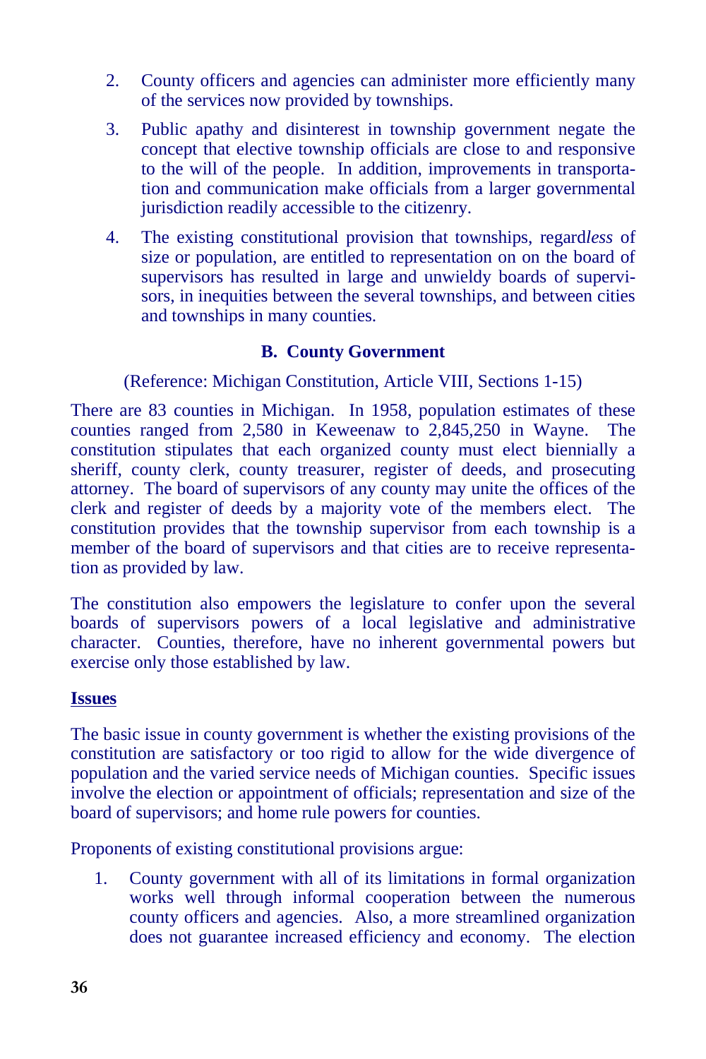2. County officers and agencies can administer more efficiently many of the services now provided by townships.

3. Public apathy and disinterest in township government negate the concept that elective township officials are close to and responsive to the will of the people. In addition, improvements in transportation and communication make officials from a larger governmental jurisdiction readily accessible to the citizenry.

4. The existing constitutional provision that townships, regard*less* of size or population, are entitled to representation on on the board of supervisors has resulted in large and unwieldy boards of supervisors, in inequities between the several townships, and between cities and townships in many counties.

### B. County Government

(Reference: Michigan Constitution, Article VIII, Sections 1-15)

There are 83 counties in Michigan. In 1958, population estimates of these counties ranged from 2,580 in Keweenaw to 2,845,250 in Wayne. The constitution stipulates that each organized county must elect biennially a sheriff, county clerk, county treasurer, register of deeds, and prosecuting attorney. The board of supervisors of any county may unite the offices of the clerk and register of deeds by a majority vote of the members elect. The constitution provides that the township supervisor from each township is a member of the board of supervisors and that cities are to receive representation as provided by law.

The constitution also empowers the legislature to confer upon the several boards of supervisors powers of a local legislative and administrative character. Counties, therefore, have no inherent governmental powers but exercise only those established by law.

**Issues**

The basic issue in county government is whether the existing provisions of the constitution are satisfactory or too rigid to allow for the wide divergence of population and the varied service needs of Michigan counties. Specific issues involve the election or appointment of officials; representation and size of the board of supervisors; and home rule powers for counties.

Proponents of existing constitutional provisions argue:

1. County government with all of its limitations in formal organization works well through informal cooperation between the numerous county officers and agencies. Also, a more streamlined organization does not guarantee increased efficiency and economy. The election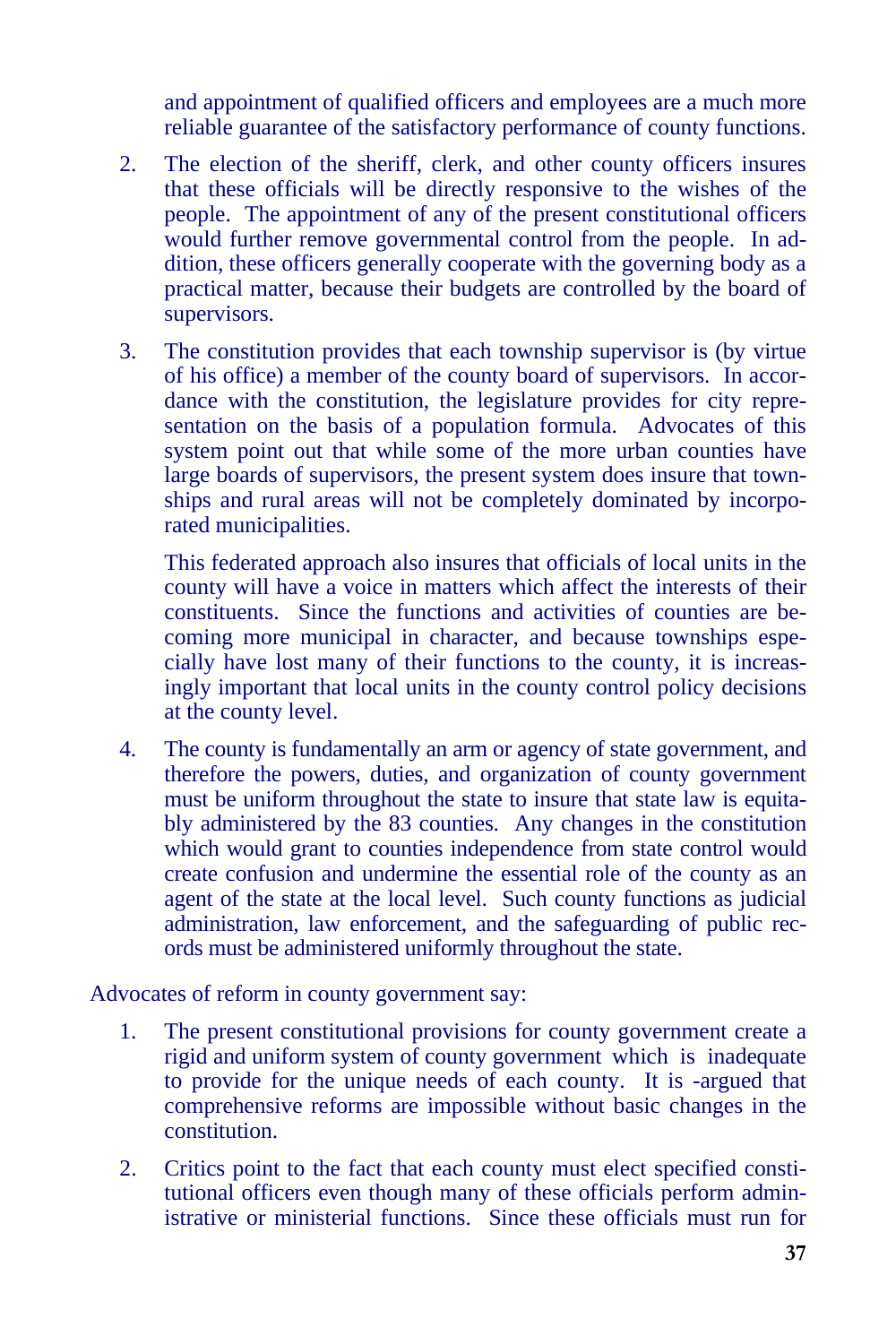and appointment of qualified officers and employees are a much more reliable guarantee of the satisfactory performance of county functions.

2. The election of the sheriff, clerk, and other county officers insures that these officials will be directly responsive to the wishes of the people. The appointment of any of the present constitutional officers would further remove governmental control from the people. In addition, these officers generally cooperate with the governing body as a practical matter, because their budgets are controlled by the board of supervisors.

3. The constitution provides that each township supervisor is (by virtue of his office) a member of the county board of supervisors. In accordance with the constitution, the legislature provides for city representation on the basis of a population formula. Advocates of this system point out that while some of the more urban counties have large boards of supervisors, the present system does insure that townships and rural areas will not be completely dominated by incorporated municipalities.

   This federated approach also insures that officials of local units in the county will have a voice in matters which affect the interests of their constituents. Since the functions and activities of counties are becoming more municipal in character, and because townships especially have lost many of their functions to the county, it is increasingly important that local units in the county control policy decisions at the county level.

4. The county is fundamentally an arm or agency of state government, and therefore the powers, duties, and organization of county government must be uniform throughout the state to insure that state law is equitably administered by the 83 counties. Any changes in the constitution which would grant to counties independence from state control would create confusion and undermine the essential role of the county as an agent of the state at the local level. Such county functions as judicial administration, law enforcement, and the safeguarding of public records must be administered uniformly throughout the state.

Advocates of reform in county government say:

1. The present constitutional provisions for county government create a rigid and uniform system of county government which is inadequate to provide for the unique needs of each county. It is -argued that comprehensive reforms are impossible without basic changes in the constitution.

2. Critics point to the fact that each county must elect specified constitutional officers even though many of these officials perform administrative or ministerial functions. Since these officials must run for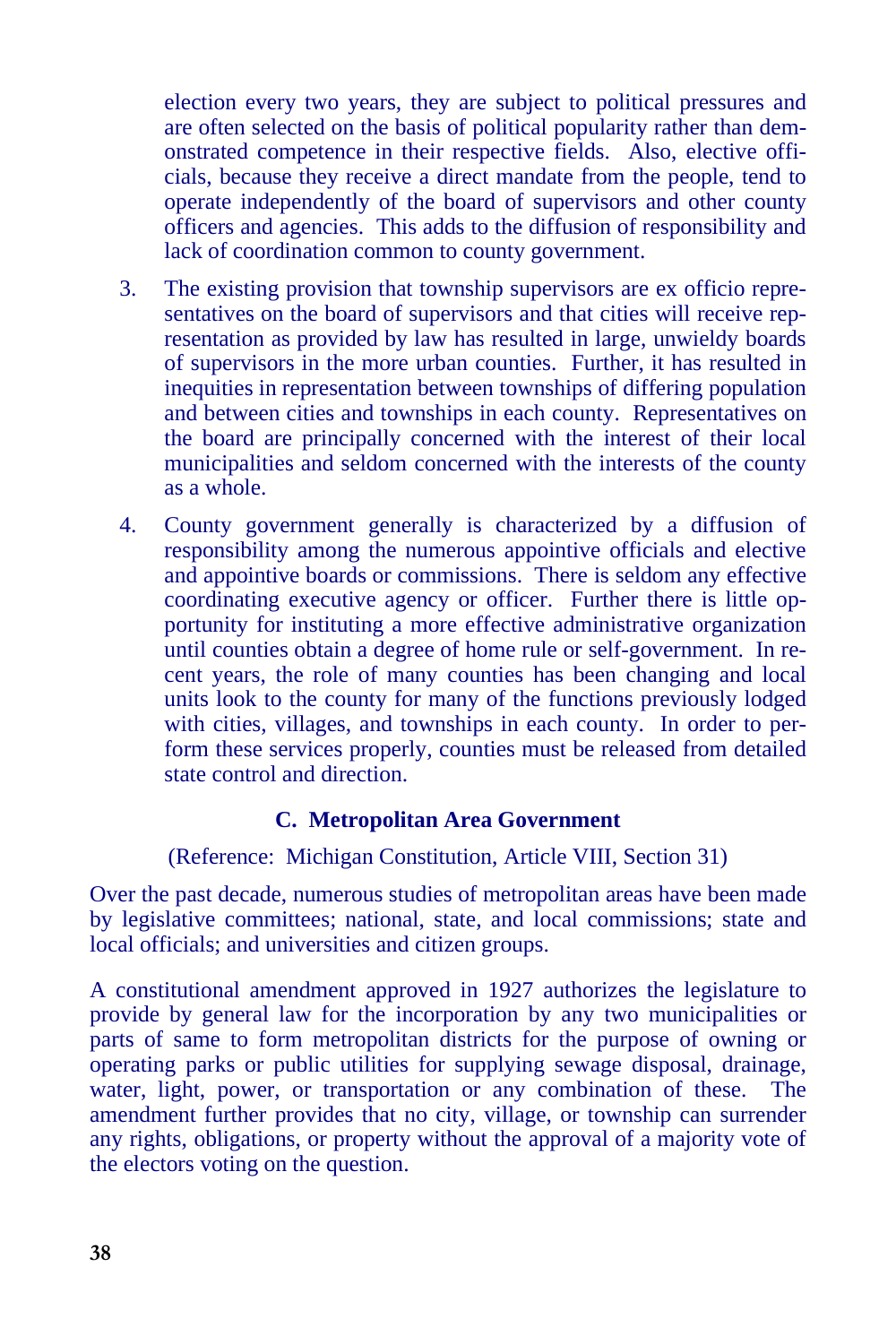election every two years, they are subject to political pressures and are often selected on the basis of political popularity rather than demonstrated competence in their respective fields. Also, elective officials, because they receive a direct mandate from the people, tend to operate independently of the board of supervisors and other county officers and agencies. This adds to the diffusion of responsibility and lack of coordination common to county government.

3. The existing provision that township supervisors are ex officio representatives on the board of supervisors and that cities will receive representation as provided by law has resulted in large, unwieldy boards of supervisors in the more urban counties. Further, it has resulted in inequities in representation between townships of differing population and between cities and townships in each county. Representatives on the board are principally concerned with the interest of their local municipalities and seldom concerned with the interests of the county as a whole.

4. County government generally is characterized by a diffusion of responsibility among the numerous appointive officials and elective and appointive boards or commissions. There is seldom any effective coordinating executive agency or officer. Further there is little opportunity for instituting a more effective administrative organization until counties obtain a degree of home rule or self-government. In recent years, the role of many counties has been changing and local units look to the county for many of the functions previously lodged with cities, villages, and townships in each county. In order to perform these services properly, counties must be released from detailed state control and direction.

### C. Metropolitan Area Government

(Reference: Michigan Constitution, Article VIII, Section 31)

Over the past decade, numerous studies of metropolitan areas have been made by legislative committees; national, state, and local commissions; state and local officials; and universities and citizen groups.

A constitutional amendment approved in 1927 authorizes the legislature to provide by general law for the incorporation by any two municipalities or parts of same to form metropolitan districts for the purpose of owning or operating parks or public utilities for supplying sewage disposal, drainage, water, light, power, or transportation or any combination of these. The amendment further provides that no city, village, or township can surrender any rights, obligations, or property without the approval of a majority vote of the electors voting on the question.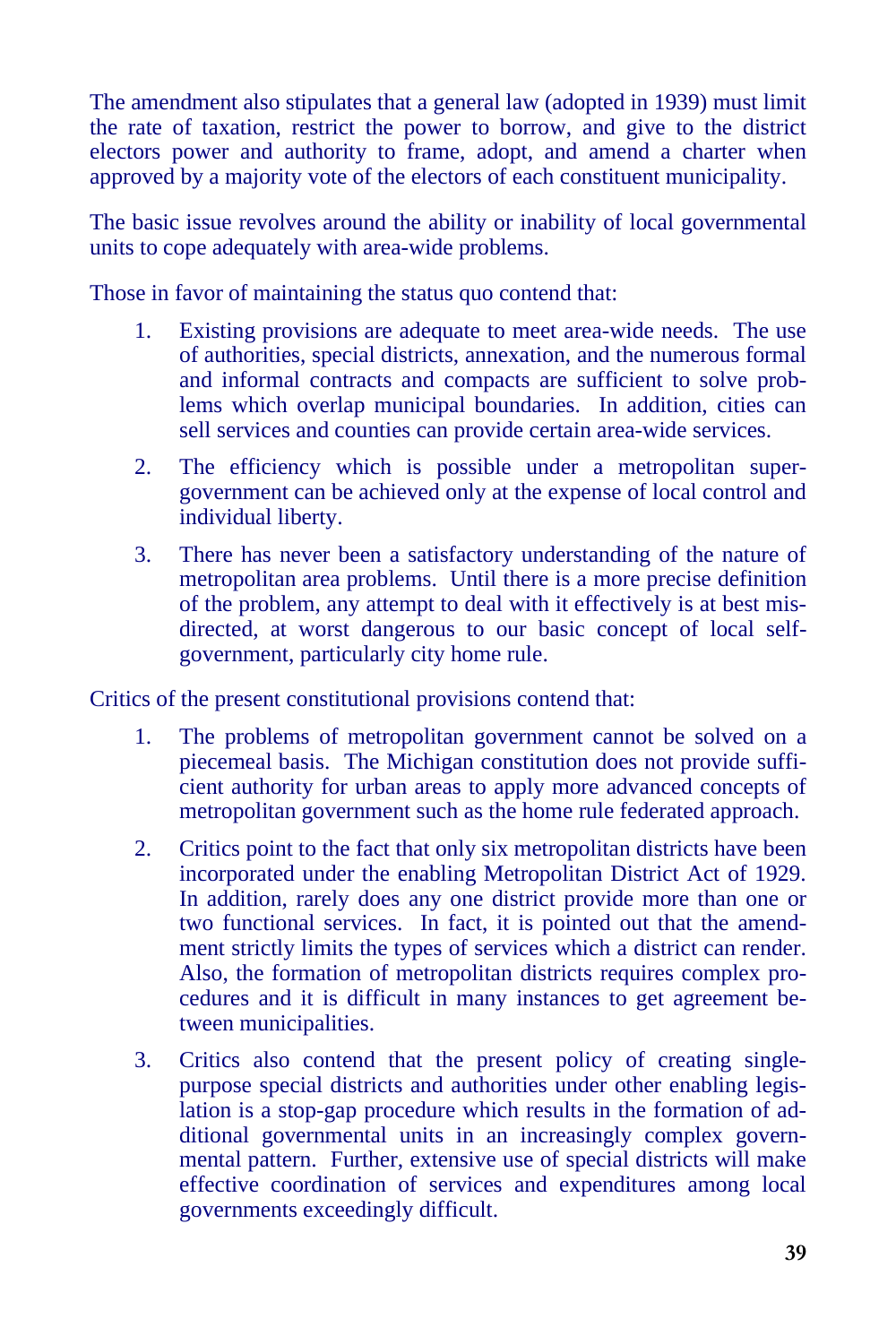The amendment also stipulates that a general law (adopted in 1939) must limit the rate of taxation, restrict the power to borrow, and give to the district electors power and authority to frame, adopt, and amend a charter when approved by a majority vote of the electors of each constituent municipality.

The basic issue revolves around the ability or inability of local governmental units to cope adequately with area-wide problems.

Those in favor of maintaining the status quo contend that:

1. Existing provisions are adequate to meet area-wide needs. The use of authorities, special districts, annexation, and the numerous formal and informal contracts and compacts are sufficient to solve problems which overlap municipal boundaries. In addition, cities can sell services and counties can provide certain area-wide services.

2. The efficiency which is possible under a metropolitan super-government can be achieved only at the expense of local control and individual liberty.

3. There has never been a satisfactory understanding of the nature of metropolitan area problems. Until there is a more precise definition of the problem, any attempt to deal with it effectively is at best misdirected, at worst dangerous to our basic concept of local self-government, particularly city home rule.

Critics of the present constitutional provisions contend that:

1. The problems of metropolitan government cannot be solved on a piecemeal basis. The Michigan constitution does not provide sufficient authority for urban areas to apply more advanced concepts of metropolitan government such as the home rule federated approach.

2. Critics point to the fact that only six metropolitan districts have been incorporated under the enabling Metropolitan District Act of 1929. In addition, rarely does any one district provide more than one or two functional services. In fact, it is pointed out that the amendment strictly limits the types of services which a district can render. Also, the formation of metropolitan districts requires complex procedures and it is difficult in many instances to get agreement between municipalities.

3. Critics also contend that the present policy of creating single-purpose special districts and authorities under other enabling legislation is a stop-gap procedure which results in the formation of additional governmental units in an increasingly complex governmental pattern. Further, extensive use of special districts will make effective coordination of services and expenditures among local governments exceedingly difficult.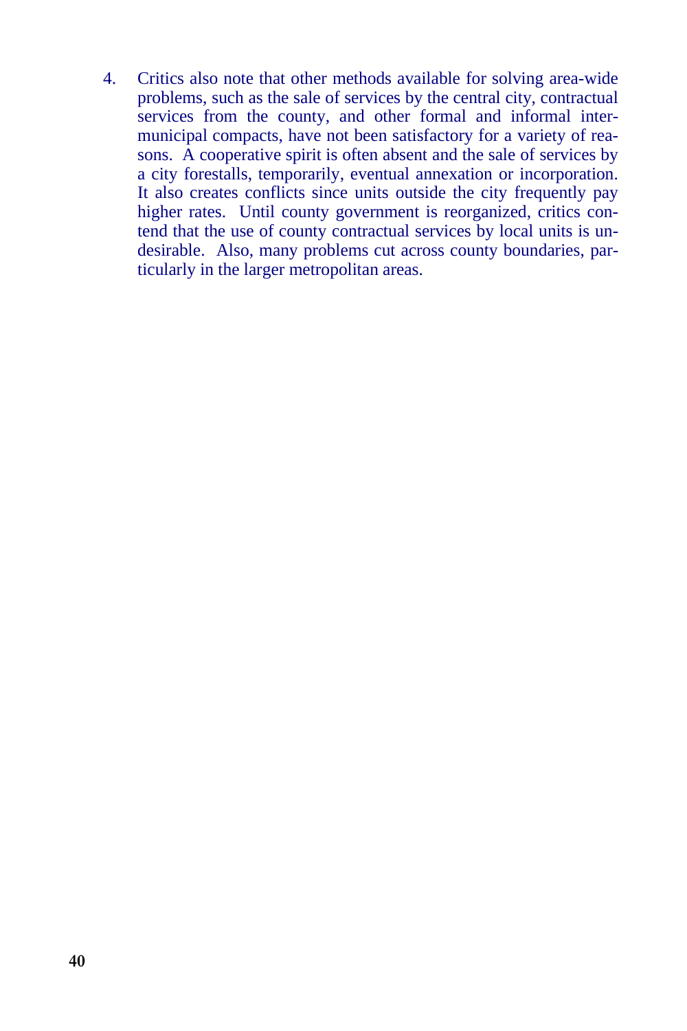4. Critics also note that other methods available for solving area-wide problems, such as the sale of services by the central city, contractual services from the county, and other formal and informal inter-municipal compacts, have not been satisfactory for a variety of reasons. A cooperative spirit is often absent and the sale of services by a city forestalls, temporarily, eventual annexation or incorporation. It also creates conflicts since units outside the city frequently pay higher rates. Until county government is reorganized, critics contend that the use of county contractual services by local units is undesirable. Also, many problems cut across county boundaries, particularly in the larger metropolitan areas.